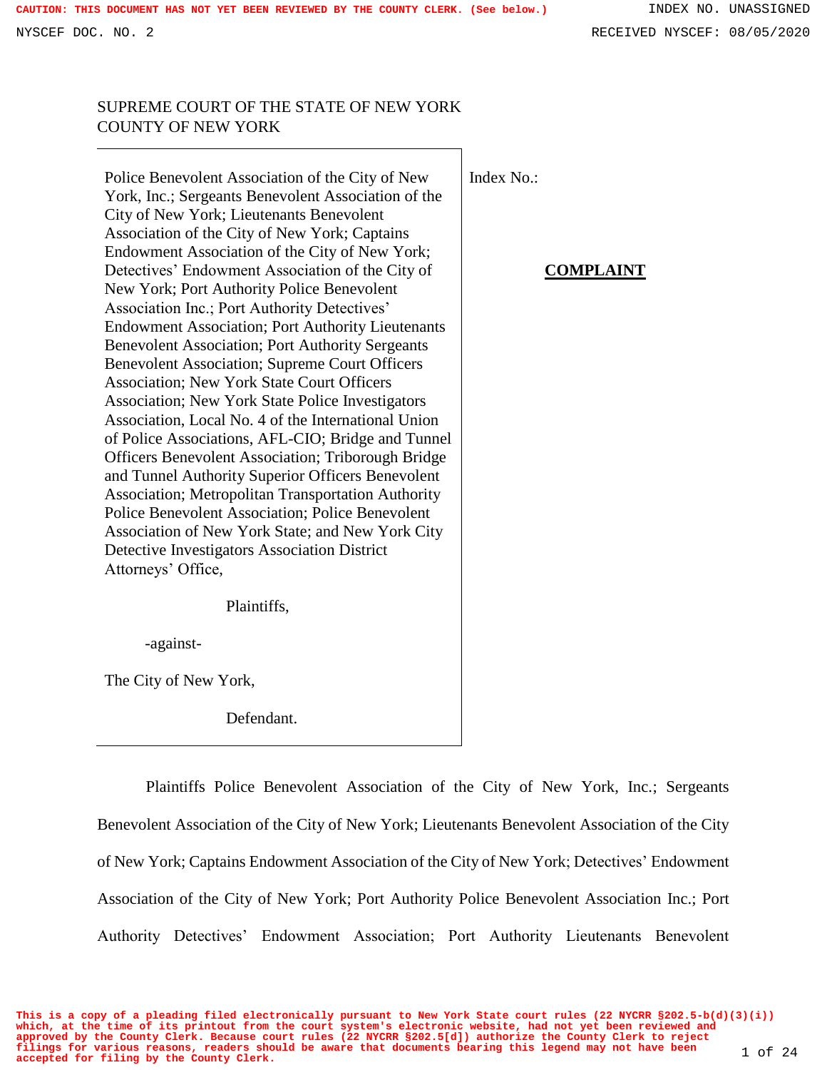SUPREME COURT OF THE STATE OF NEW YORK
COUNTY OF NEW YORK

| | |
|---|---|
| Police Benevolent Association of the City of New York, Inc.; Sergeants Benevolent Association of the City of New York; Lieutenants Benevolent Association of the City of New York; Captains Endowment Association of the City of New York; Detectives' Endowment Association of the City of New York; Port Authority Police Benevolent Association Inc.; Port Authority Detectives' Endowment Association; Port Authority Lieutenants Benevolent Association; Port Authority Sergeants Benevolent Association; Supreme Court Officers Association; New York State Court Officers Association; New York State Police Investigators Association, Local No. 4 of the International Union of Police Associations, AFL-CIO; Bridge and Tunnel Officers Benevolent Association; Triborough Bridge and Tunnel Authority Superior Officers Benevolent Association; Metropolitan Transportation Authority Police Benevolent Association; Police Benevolent Association of New York State; and New York City Detective Investigators Association District Attorneys' Office,<br><br>Plaintiffs,<br><br>-against-<br><br>The City of New York,<br><br>Defendant. | Index No.:<br><br>**COMPLAINT** |

Plaintiffs Police Benevolent Association of the City of New York, Inc.; Sergeants Benevolent Association of the City of New York; Lieutenants Benevolent Association of the City of New York; Captains Endowment Association of the City of New York; Detectives' Endowment Association of the City of New York; Port Authority Police Benevolent Association Inc.; Port Authority Detectives' Endowment Association; Port Authority Lieutenants Benevolent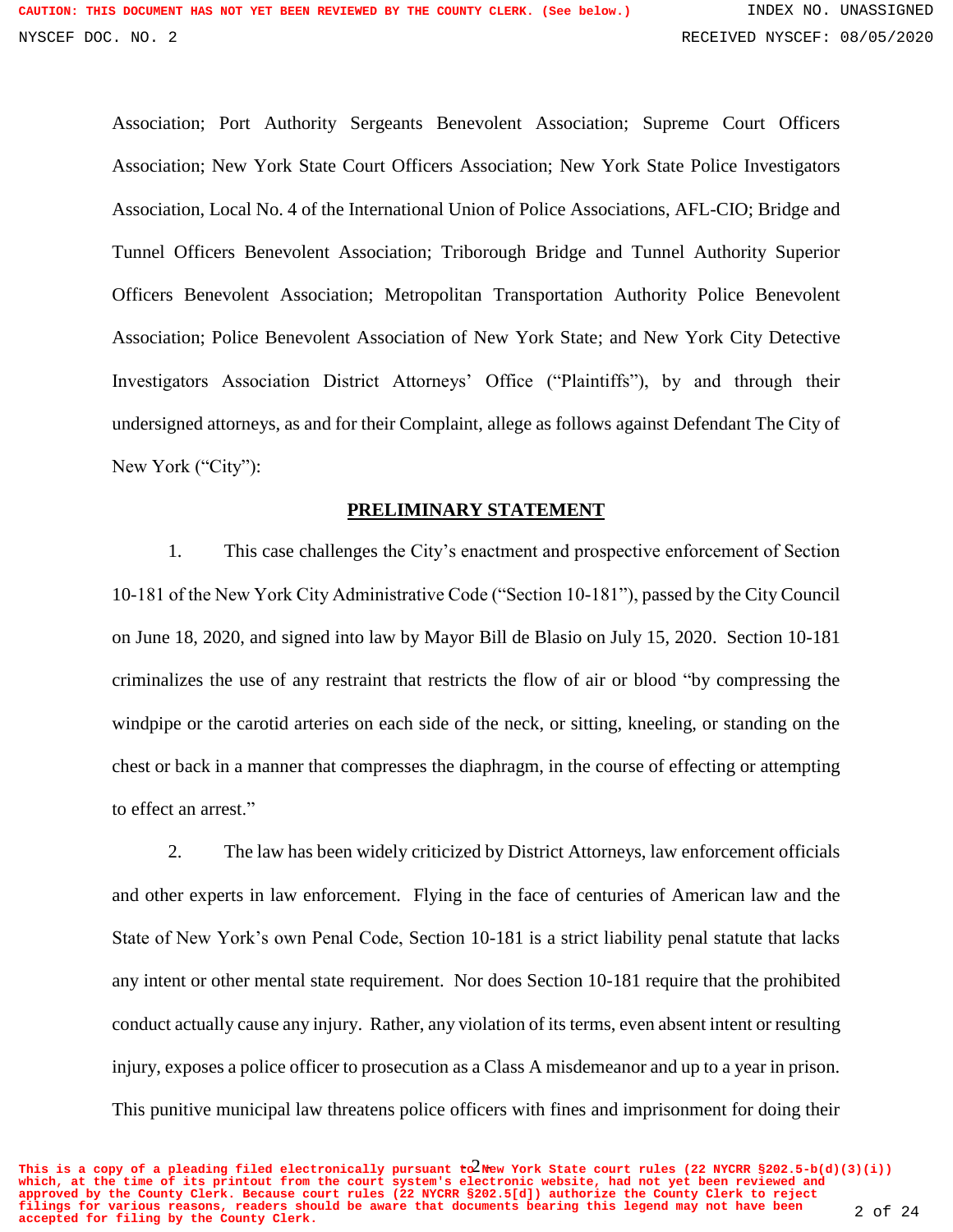Association; Port Authority Sergeants Benevolent Association; Supreme Court Officers Association; New York State Court Officers Association; New York State Police Investigators Association, Local No. 4 of the International Union of Police Associations, AFL-CIO; Bridge and Tunnel Officers Benevolent Association; Triborough Bridge and Tunnel Authority Superior Officers Benevolent Association; Metropolitan Transportation Authority Police Benevolent Association; Police Benevolent Association of New York State; and New York City Detective Investigators Association District Attorneys' Office ("Plaintiffs"), by and through their undersigned attorneys, as and for their Complaint, allege as follows against Defendant The City of New York ("City"):

## PRELIMINARY STATEMENT

1. This case challenges the City's enactment and prospective enforcement of Section 10-181 of the New York City Administrative Code ("Section 10-181"), passed by the City Council on June 18, 2020, and signed into law by Mayor Bill de Blasio on July 15, 2020. Section 10-181 criminalizes the use of any restraint that restricts the flow of air or blood "by compressing the windpipe or the carotid arteries on each side of the neck, or sitting, kneeling, or standing on the chest or back in a manner that compresses the diaphragm, in the course of effecting or attempting to effect an arrest."

2. The law has been widely criticized by District Attorneys, law enforcement officials and other experts in law enforcement. Flying in the face of centuries of American law and the State of New York's own Penal Code, Section 10-181 is a strict liability penal statute that lacks any intent or other mental state requirement. Nor does Section 10-181 require that the prohibited conduct actually cause any injury. Rather, any violation of its terms, even absent intent or resulting injury, exposes a police officer to prosecution as a Class A misdemeanor and up to a year in prison. This punitive municipal law threatens police officers with fines and imprisonment for doing their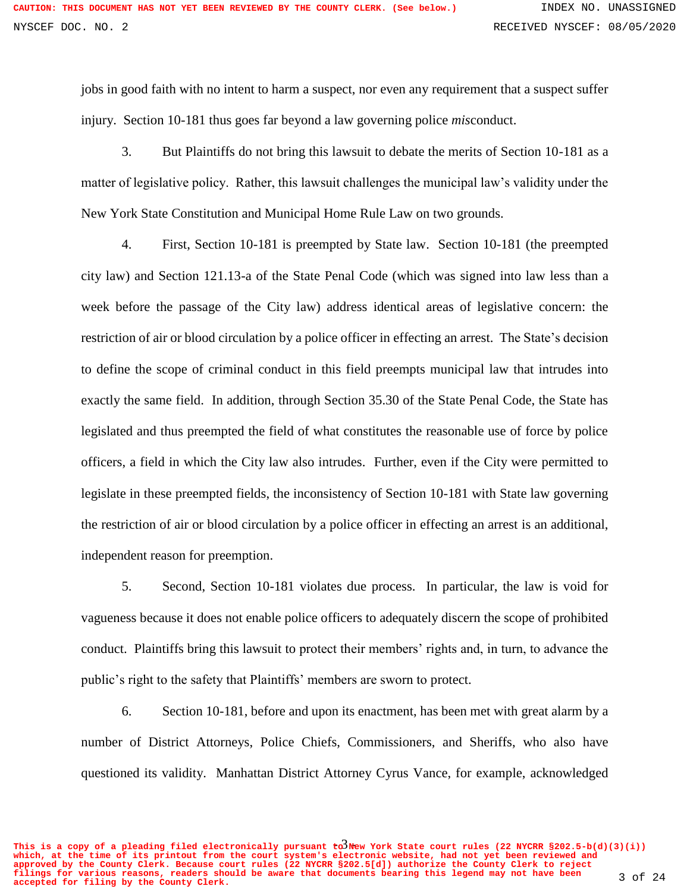jobs in good faith with no intent to harm a suspect, nor even any requirement that a suspect suffer injury. Section 10-181 thus goes far beyond a law governing police *mis*conduct.

3. But Plaintiffs do not bring this lawsuit to debate the merits of Section 10-181 as a matter of legislative policy. Rather, this lawsuit challenges the municipal law's validity under the New York State Constitution and Municipal Home Rule Law on two grounds.

4. First, Section 10-181 is preempted by State law. Section 10-181 (the preempted city law) and Section 121.13-a of the State Penal Code (which was signed into law less than a week before the passage of the City law) address identical areas of legislative concern: the restriction of air or blood circulation by a police officer in effecting an arrest. The State's decision to define the scope of criminal conduct in this field preempts municipal law that intrudes into exactly the same field. In addition, through Section 35.30 of the State Penal Code, the State has legislated and thus preempted the field of what constitutes the reasonable use of force by police officers, a field in which the City law also intrudes. Further, even if the City were permitted to legislate in these preempted fields, the inconsistency of Section 10-181 with State law governing the restriction of air or blood circulation by a police officer in effecting an arrest is an additional, independent reason for preemption.

5. Second, Section 10-181 violates due process. In particular, the law is void for vagueness because it does not enable police officers to adequately discern the scope of prohibited conduct. Plaintiffs bring this lawsuit to protect their members' rights and, in turn, to advance the public's right to the safety that Plaintiffs' members are sworn to protect.

6. Section 10-181, before and upon its enactment, has been met with great alarm by a number of District Attorneys, Police Chiefs, Commissioners, and Sheriffs, who also have questioned its validity. Manhattan District Attorney Cyrus Vance, for example, acknowledged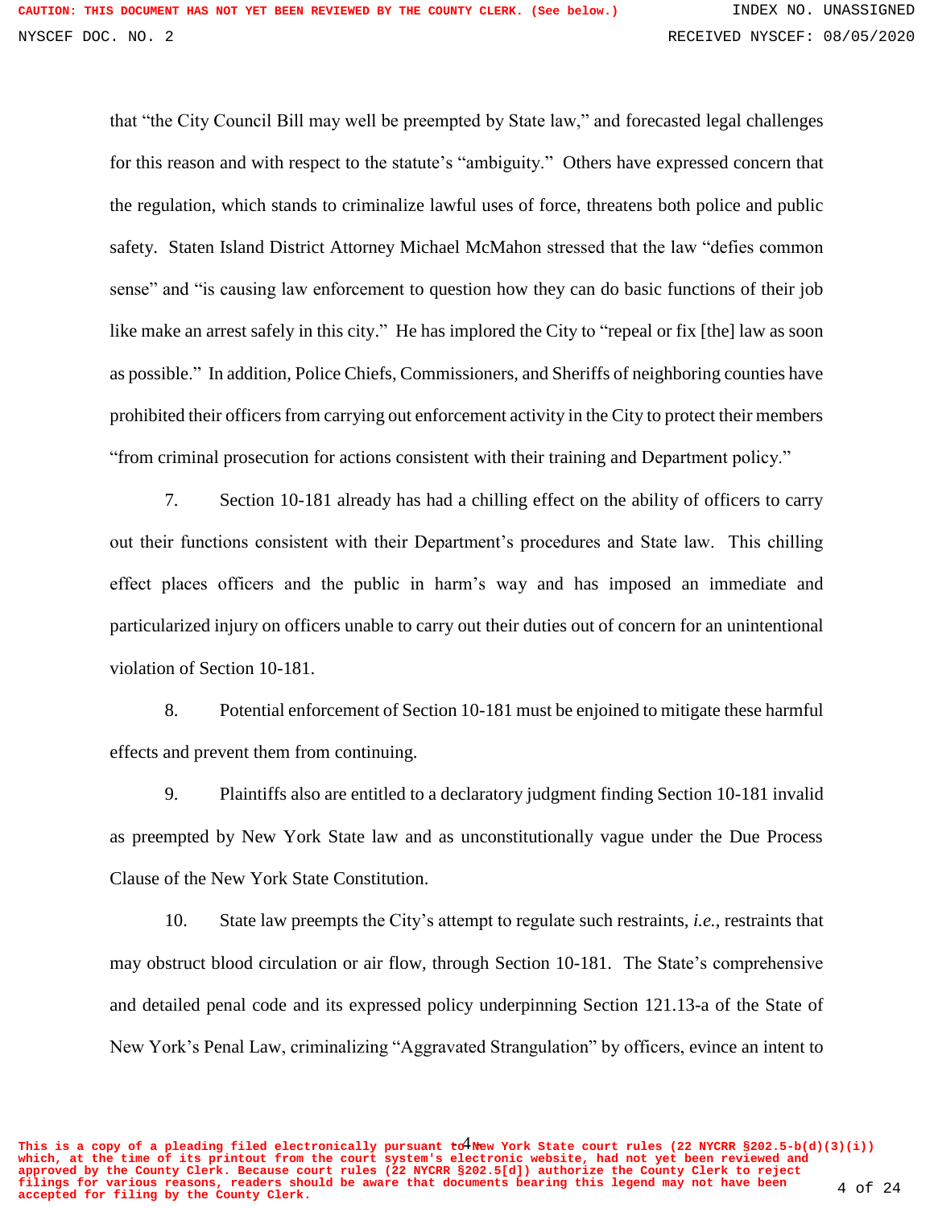that "the City Council Bill may well be preempted by State law," and forecasted legal challenges for this reason and with respect to the statute's "ambiguity." Others have expressed concern that the regulation, which stands to criminalize lawful uses of force, threatens both police and public safety. Staten Island District Attorney Michael McMahon stressed that the law "defies common sense" and "is causing law enforcement to question how they can do basic functions of their job like make an arrest safely in this city." He has implored the City to "repeal or fix [the] law as soon as possible." In addition, Police Chiefs, Commissioners, and Sheriffs of neighboring counties have prohibited their officers from carrying out enforcement activity in the City to protect their members "from criminal prosecution for actions consistent with their training and Department policy."

7. Section 10-181 already has had a chilling effect on the ability of officers to carry out their functions consistent with their Department's procedures and State law. This chilling effect places officers and the public in harm's way and has imposed an immediate and particularized injury on officers unable to carry out their duties out of concern for an unintentional violation of Section 10-181.

8. Potential enforcement of Section 10-181 must be enjoined to mitigate these harmful effects and prevent them from continuing.

9. Plaintiffs also are entitled to a declaratory judgment finding Section 10-181 invalid as preempted by New York State law and as unconstitutionally vague under the Due Process Clause of the New York State Constitution.

10. State law preempts the City's attempt to regulate such restraints, *i.e.*, restraints that may obstruct blood circulation or air flow, through Section 10-181. The State's comprehensive and detailed penal code and its expressed policy underpinning Section 121.13-a of the State of New York's Penal Law, criminalizing "Aggravated Strangulation" by officers, evince an intent to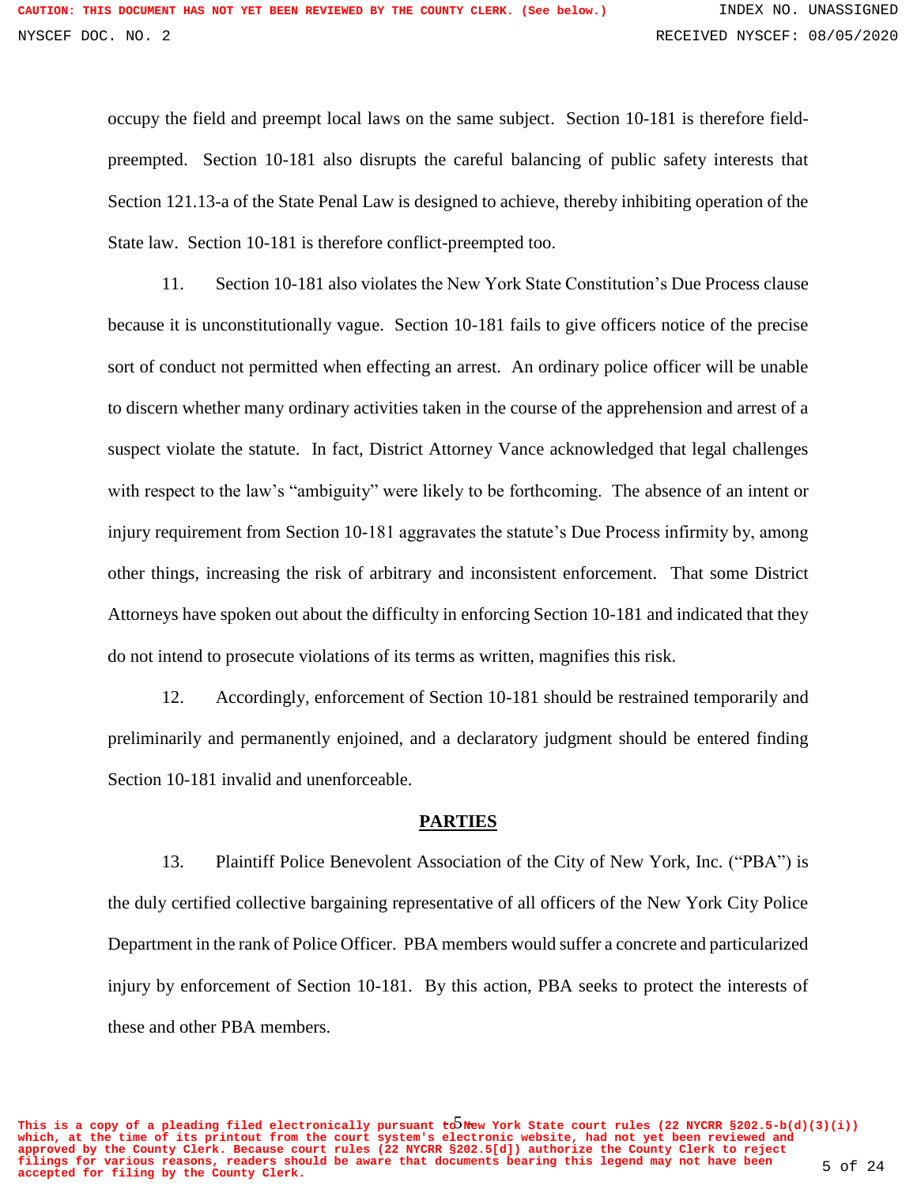occupy the field and preempt local laws on the same subject. Section 10-181 is therefore field-preempted. Section 10-181 also disrupts the careful balancing of public safety interests that Section 121.13-a of the State Penal Law is designed to achieve, thereby inhibiting operation of the State law. Section 10-181 is therefore conflict-preempted too.

11. Section 10-181 also violates the New York State Constitution's Due Process clause because it is unconstitutionally vague. Section 10-181 fails to give officers notice of the precise sort of conduct not permitted when effecting an arrest. An ordinary police officer will be unable to discern whether many ordinary activities taken in the course of the apprehension and arrest of a suspect violate the statute. In fact, District Attorney Vance acknowledged that legal challenges with respect to the law's "ambiguity" were likely to be forthcoming. The absence of an intent or injury requirement from Section 10-181 aggravates the statute's Due Process infirmity by, among other things, increasing the risk of arbitrary and inconsistent enforcement. That some District Attorneys have spoken out about the difficulty in enforcing Section 10-181 and indicated that they do not intend to prosecute violations of its terms as written, magnifies this risk.

12. Accordingly, enforcement of Section 10-181 should be restrained temporarily and preliminarily and permanently enjoined, and a declaratory judgment should be entered finding Section 10-181 invalid and unenforceable.

## PARTIES

13. Plaintiff Police Benevolent Association of the City of New York, Inc. ("PBA") is the duly certified collective bargaining representative of all officers of the New York City Police Department in the rank of Police Officer. PBA members would suffer a concrete and particularized injury by enforcement of Section 10-181. By this action, PBA seeks to protect the interests of these and other PBA members.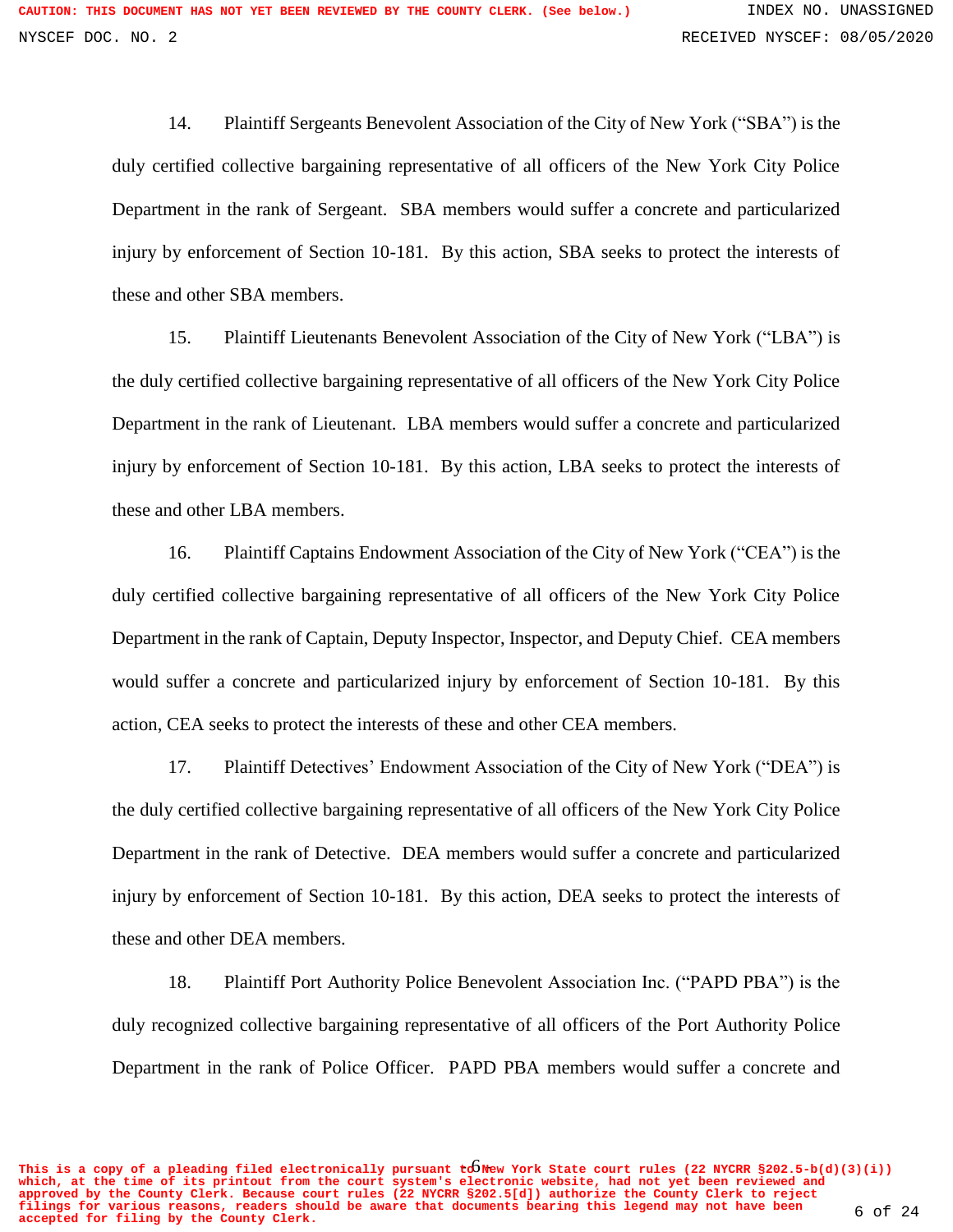14. Plaintiff Sergeants Benevolent Association of the City of New York ("SBA") is the duly certified collective bargaining representative of all officers of the New York City Police Department in the rank of Sergeant. SBA members would suffer a concrete and particularized injury by enforcement of Section 10-181. By this action, SBA seeks to protect the interests of these and other SBA members.

15. Plaintiff Lieutenants Benevolent Association of the City of New York ("LBA") is the duly certified collective bargaining representative of all officers of the New York City Police Department in the rank of Lieutenant. LBA members would suffer a concrete and particularized injury by enforcement of Section 10-181. By this action, LBA seeks to protect the interests of these and other LBA members.

16. Plaintiff Captains Endowment Association of the City of New York ("CEA") is the duly certified collective bargaining representative of all officers of the New York City Police Department in the rank of Captain, Deputy Inspector, Inspector, and Deputy Chief. CEA members would suffer a concrete and particularized injury by enforcement of Section 10-181. By this action, CEA seeks to protect the interests of these and other CEA members.

17. Plaintiff Detectives' Endowment Association of the City of New York ("DEA") is the duly certified collective bargaining representative of all officers of the New York City Police Department in the rank of Detective. DEA members would suffer a concrete and particularized injury by enforcement of Section 10-181. By this action, DEA seeks to protect the interests of these and other DEA members.

18. Plaintiff Port Authority Police Benevolent Association Inc. ("PAPD PBA") is the duly recognized collective bargaining representative of all officers of the Port Authority Police Department in the rank of Police Officer. PAPD PBA members would suffer a concrete and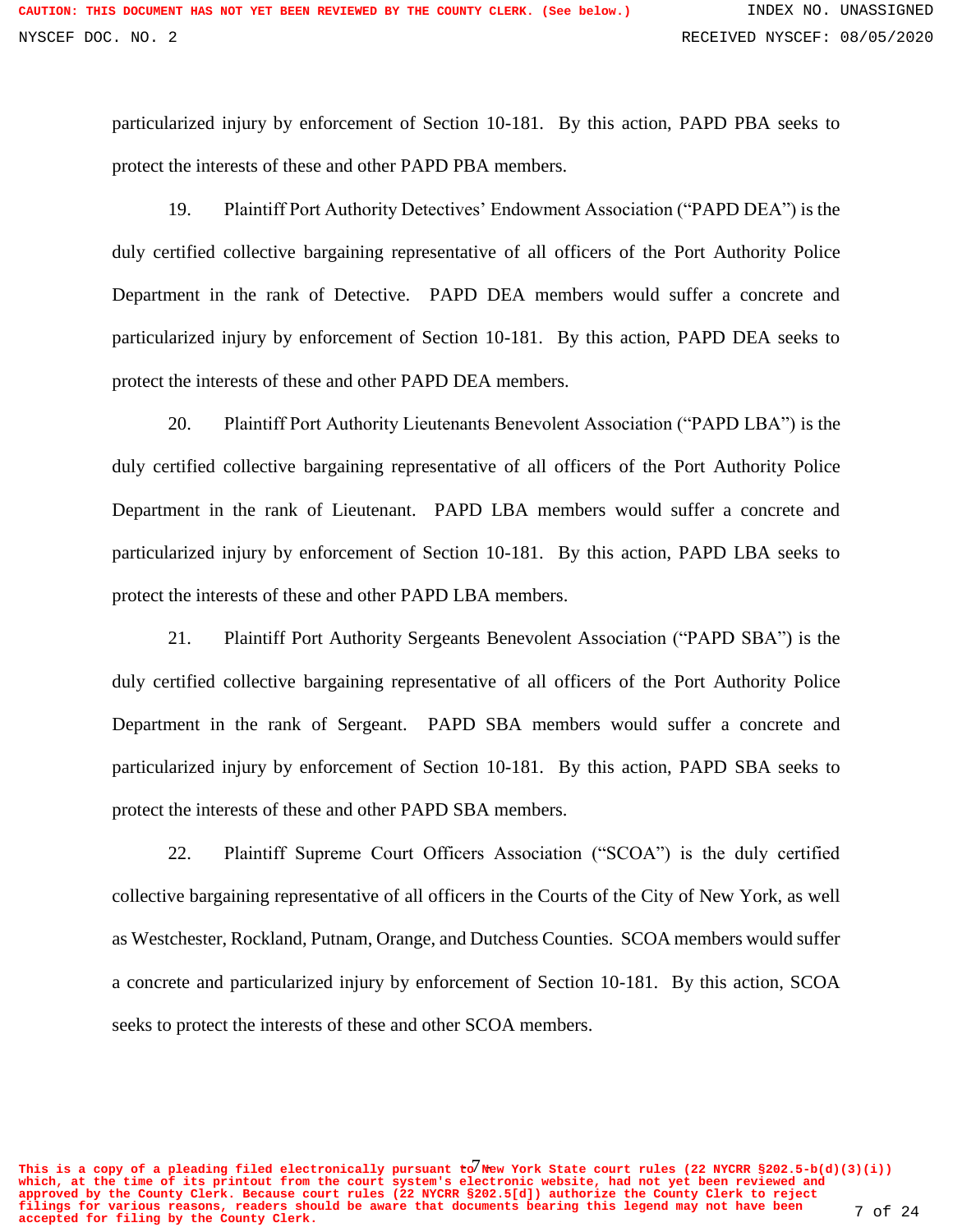particularized injury by enforcement of Section 10-181. By this action, PAPD PBA seeks to protect the interests of these and other PAPD PBA members.

19. Plaintiff Port Authority Detectives' Endowment Association ("PAPD DEA") is the duly certified collective bargaining representative of all officers of the Port Authority Police Department in the rank of Detective. PAPD DEA members would suffer a concrete and particularized injury by enforcement of Section 10-181. By this action, PAPD DEA seeks to protect the interests of these and other PAPD DEA members.

20. Plaintiff Port Authority Lieutenants Benevolent Association ("PAPD LBA") is the duly certified collective bargaining representative of all officers of the Port Authority Police Department in the rank of Lieutenant. PAPD LBA members would suffer a concrete and particularized injury by enforcement of Section 10-181. By this action, PAPD LBA seeks to protect the interests of these and other PAPD LBA members.

21. Plaintiff Port Authority Sergeants Benevolent Association ("PAPD SBA") is the duly certified collective bargaining representative of all officers of the Port Authority Police Department in the rank of Sergeant. PAPD SBA members would suffer a concrete and particularized injury by enforcement of Section 10-181. By this action, PAPD SBA seeks to protect the interests of these and other PAPD SBA members.

22. Plaintiff Supreme Court Officers Association ("SCOA") is the duly certified collective bargaining representative of all officers in the Courts of the City of New York, as well as Westchester, Rockland, Putnam, Orange, and Dutchess Counties. SCOA members would suffer a concrete and particularized injury by enforcement of Section 10-181. By this action, SCOA seeks to protect the interests of these and other SCOA members.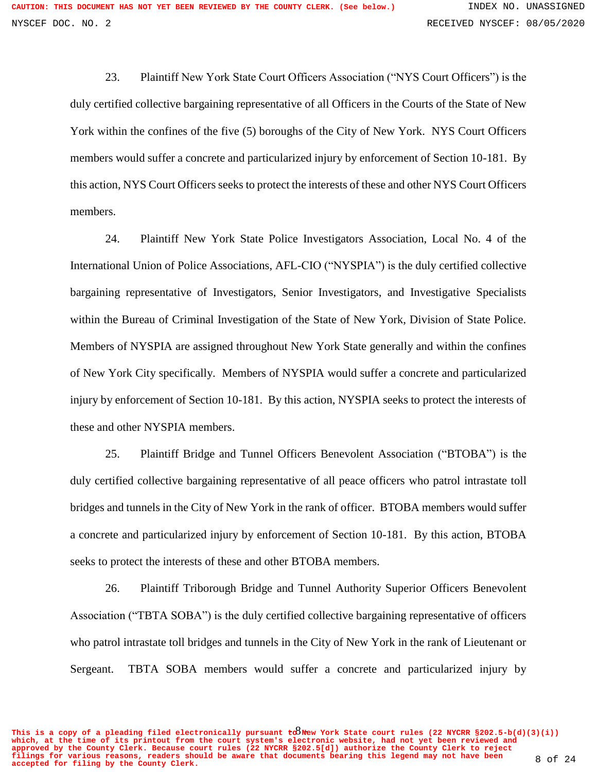23. Plaintiff New York State Court Officers Association ("NYS Court Officers") is the duly certified collective bargaining representative of all Officers in the Courts of the State of New York within the confines of the five (5) boroughs of the City of New York. NYS Court Officers members would suffer a concrete and particularized injury by enforcement of Section 10-181. By this action, NYS Court Officers seeks to protect the interests of these and other NYS Court Officers members.

24. Plaintiff New York State Police Investigators Association, Local No. 4 of the International Union of Police Associations, AFL-CIO ("NYSPIA") is the duly certified collective bargaining representative of Investigators, Senior Investigators, and Investigative Specialists within the Bureau of Criminal Investigation of the State of New York, Division of State Police. Members of NYSPIA are assigned throughout New York State generally and within the confines of New York City specifically. Members of NYSPIA would suffer a concrete and particularized injury by enforcement of Section 10-181. By this action, NYSPIA seeks to protect the interests of these and other NYSPIA members.

25. Plaintiff Bridge and Tunnel Officers Benevolent Association ("BTOBA") is the duly certified collective bargaining representative of all peace officers who patrol intrastate toll bridges and tunnels in the City of New York in the rank of officer. BTOBA members would suffer a concrete and particularized injury by enforcement of Section 10-181. By this action, BTOBA seeks to protect the interests of these and other BTOBA members.

26. Plaintiff Triborough Bridge and Tunnel Authority Superior Officers Benevolent Association ("TBTA SOBA") is the duly certified collective bargaining representative of officers who patrol intrastate toll bridges and tunnels in the City of New York in the rank of Lieutenant or Sergeant. TBTA SOBA members would suffer a concrete and particularized injury by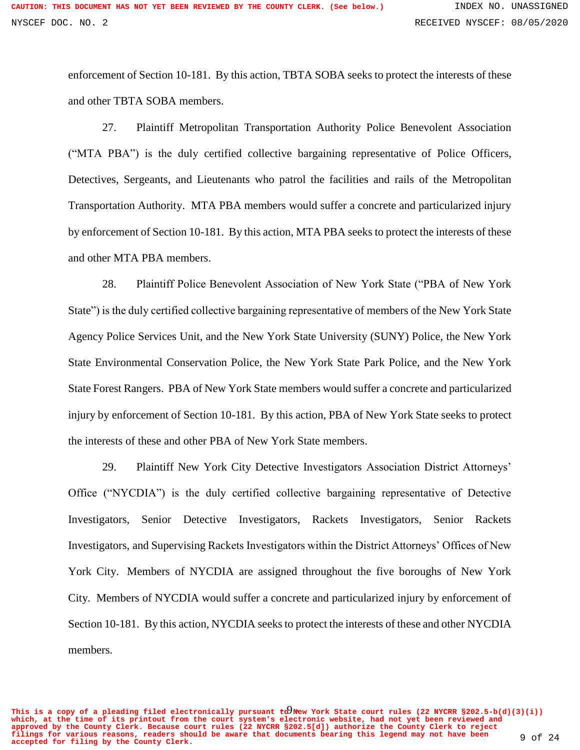enforcement of Section 10-181. By this action, TBTA SOBA seeks to protect the interests of these and other TBTA SOBA members.

27. Plaintiff Metropolitan Transportation Authority Police Benevolent Association ("MTA PBA") is the duly certified collective bargaining representative of Police Officers, Detectives, Sergeants, and Lieutenants who patrol the facilities and rails of the Metropolitan Transportation Authority. MTA PBA members would suffer a concrete and particularized injury by enforcement of Section 10-181. By this action, MTA PBA seeks to protect the interests of these and other MTA PBA members.

28. Plaintiff Police Benevolent Association of New York State ("PBA of New York State") is the duly certified collective bargaining representative of members of the New York State Agency Police Services Unit, and the New York State University (SUNY) Police, the New York State Environmental Conservation Police, the New York State Park Police, and the New York State Forest Rangers. PBA of New York State members would suffer a concrete and particularized injury by enforcement of Section 10-181. By this action, PBA of New York State seeks to protect the interests of these and other PBA of New York State members.

29. Plaintiff New York City Detective Investigators Association District Attorneys' Office ("NYCDIA") is the duly certified collective bargaining representative of Detective Investigators, Senior Detective Investigators, Rackets Investigators, Senior Rackets Investigators, and Supervising Rackets Investigators within the District Attorneys' Offices of New York City. Members of NYCDIA are assigned throughout the five boroughs of New York City. Members of NYCDIA would suffer a concrete and particularized injury by enforcement of Section 10-181. By this action, NYCDIA seeks to protect the interests of these and other NYCDIA members.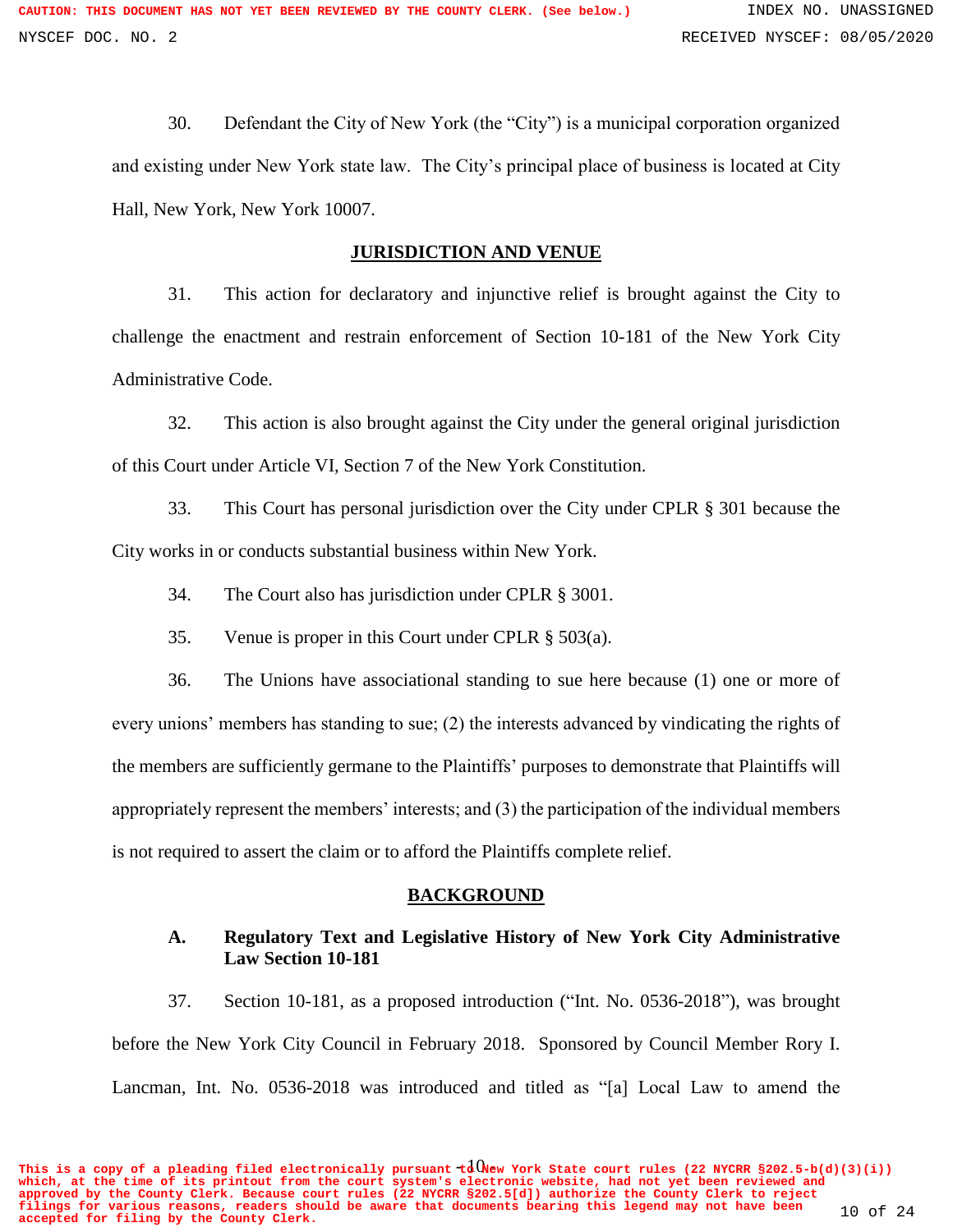30. Defendant the City of New York (the "City") is a municipal corporation organized and existing under New York state law. The City's principal place of business is located at City Hall, New York, New York 10007.

## JURISDICTION AND VENUE

31. This action for declaratory and injunctive relief is brought against the City to challenge the enactment and restrain enforcement of Section 10-181 of the New York City Administrative Code.

32. This action is also brought against the City under the general original jurisdiction of this Court under Article VI, Section 7 of the New York Constitution.

33. This Court has personal jurisdiction over the City under CPLR § 301 because the City works in or conducts substantial business within New York.

34. The Court also has jurisdiction under CPLR § 3001.

35. Venue is proper in this Court under CPLR § 503(a).

36. The Unions have associational standing to sue here because (1) one or more of every unions' members has standing to sue; (2) the interests advanced by vindicating the rights of the members are sufficiently germane to the Plaintiffs' purposes to demonstrate that Plaintiffs will appropriately represent the members' interests; and (3) the participation of the individual members is not required to assert the claim or to afford the Plaintiffs complete relief.

## BACKGROUND

### A. Regulatory Text and Legislative History of New York City Administrative Law Section 10-181

37. Section 10-181, as a proposed introduction ("Int. No. 0536-2018"), was brought before the New York City Council in February 2018. Sponsored by Council Member Rory I. Lancman, Int. No. 0536-2018 was introduced and titled as "[a] Local Law to amend the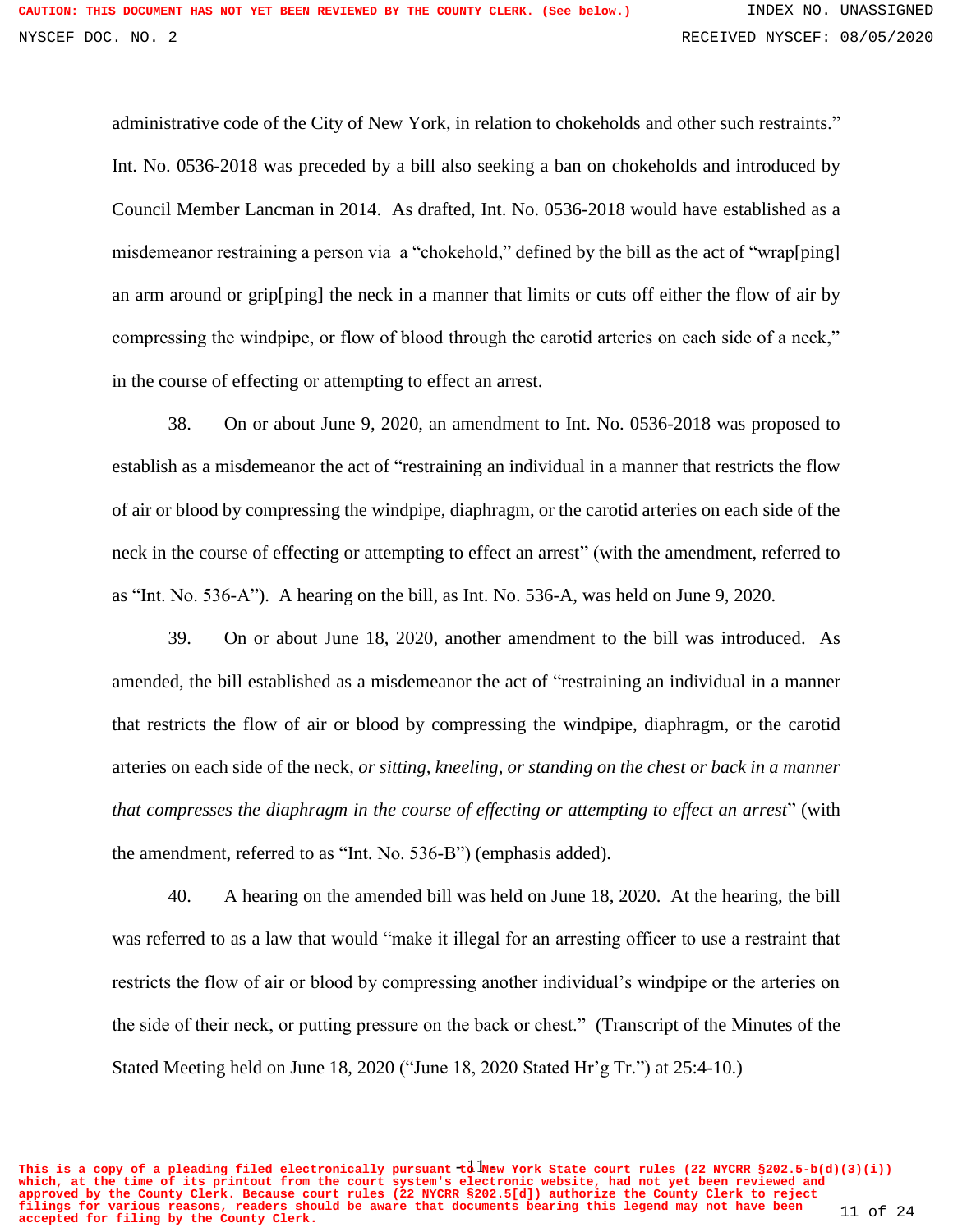administrative code of the City of New York, in relation to chokeholds and other such restraints." Int. No. 0536-2018 was preceded by a bill also seeking a ban on chokeholds and introduced by Council Member Lancman in 2014. As drafted, Int. No. 0536-2018 would have established as a misdemeanor restraining a person via a "chokehold," defined by the bill as the act of "wrap[ping] an arm around or grip[ping] the neck in a manner that limits or cuts off either the flow of air by compressing the windpipe, or flow of blood through the carotid arteries on each side of a neck," in the course of effecting or attempting to effect an arrest.

38. On or about June 9, 2020, an amendment to Int. No. 0536-2018 was proposed to establish as a misdemeanor the act of "restraining an individual in a manner that restricts the flow of air or blood by compressing the windpipe, diaphragm, or the carotid arteries on each side of the neck in the course of effecting or attempting to effect an arrest" (with the amendment, referred to as "Int. No. 536-A"). A hearing on the bill, as Int. No. 536-A, was held on June 9, 2020.

39. On or about June 18, 2020, another amendment to the bill was introduced. As amended, the bill established as a misdemeanor the act of "restraining an individual in a manner that restricts the flow of air or blood by compressing the windpipe, diaphragm, or the carotid arteries on each side of the neck, *or sitting, kneeling, or standing on the chest or back in a manner that compresses the diaphragm in the course of effecting or attempting to effect an arrest*" (with the amendment, referred to as "Int. No. 536-B") (emphasis added).

40. A hearing on the amended bill was held on June 18, 2020. At the hearing, the bill was referred to as a law that would "make it illegal for an arresting officer to use a restraint that restricts the flow of air or blood by compressing another individual's windpipe or the arteries on the side of their neck, or putting pressure on the back or chest." (Transcript of the Minutes of the Stated Meeting held on June 18, 2020 ("June 18, 2020 Stated Hr'g Tr.") at 25:4-10.)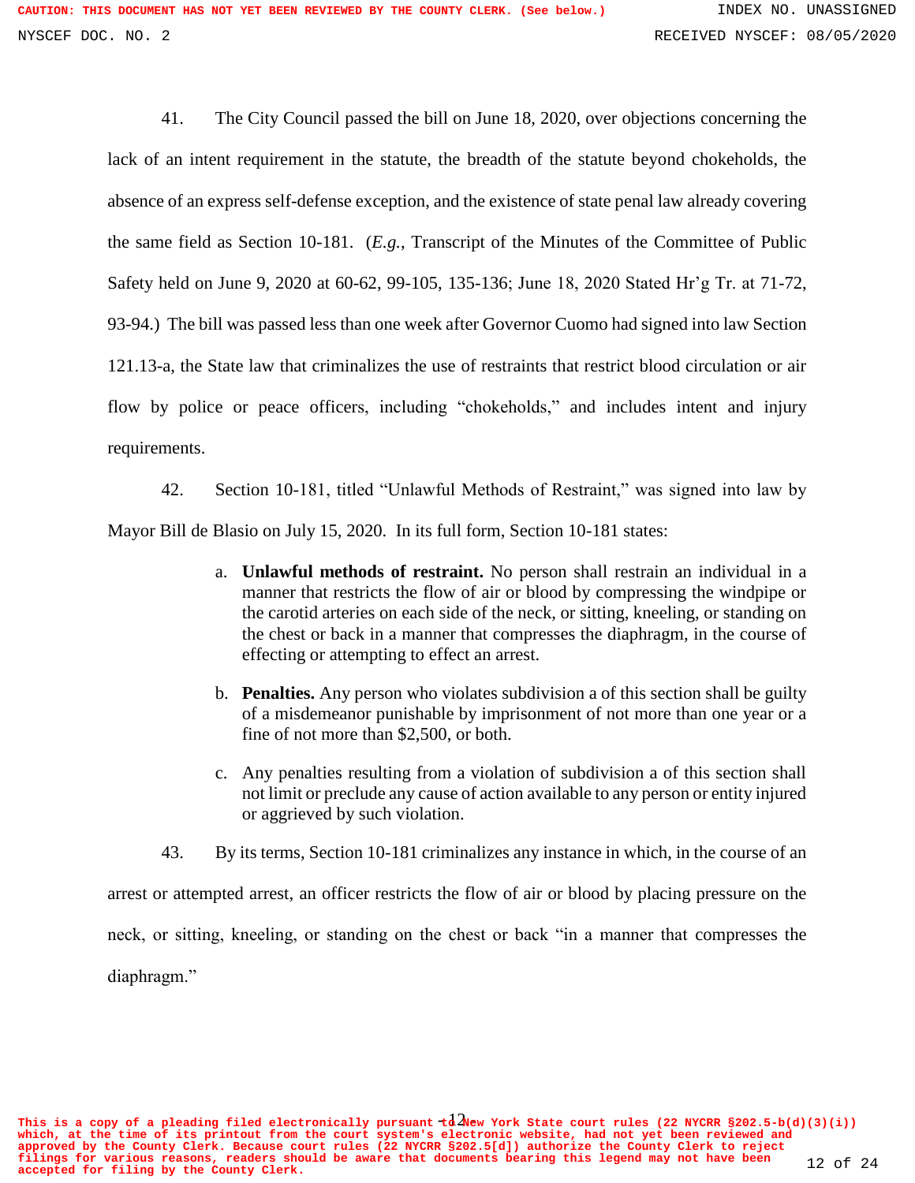41. The City Council passed the bill on June 18, 2020, over objections concerning the lack of an intent requirement in the statute, the breadth of the statute beyond chokeholds, the absence of an express self-defense exception, and the existence of state penal law already covering the same field as Section 10-181. (*E.g.*, Transcript of the Minutes of the Committee of Public Safety held on June 9, 2020 at 60-62, 99-105, 135-136; June 18, 2020 Stated Hr'g Tr. at 71-72, 93-94.) The bill was passed less than one week after Governor Cuomo had signed into law Section 121.13-a, the State law that criminalizes the use of restraints that restrict blood circulation or air flow by police or peace officers, including "chokeholds," and includes intent and injury requirements.

42. Section 10-181, titled "Unlawful Methods of Restraint," was signed into law by Mayor Bill de Blasio on July 15, 2020. In its full form, Section 10-181 states:

> a. **Unlawful methods of restraint.** No person shall restrain an individual in a manner that restricts the flow of air or blood by compressing the windpipe or the carotid arteries on each side of the neck, or sitting, kneeling, or standing on the chest or back in a manner that compresses the diaphragm, in the course of effecting or attempting to effect an arrest.
>
> b. **Penalties.** Any person who violates subdivision a of this section shall be guilty of a misdemeanor punishable by imprisonment of not more than one year or a fine of not more than $2,500, or both.
>
> c. Any penalties resulting from a violation of subdivision a of this section shall not limit or preclude any cause of action available to any person or entity injured or aggrieved by such violation.

43. By its terms, Section 10-181 criminalizes any instance in which, in the course of an arrest or attempted arrest, an officer restricts the flow of air or blood by placing pressure on the neck, or sitting, kneeling, or standing on the chest or back "in a manner that compresses the diaphragm."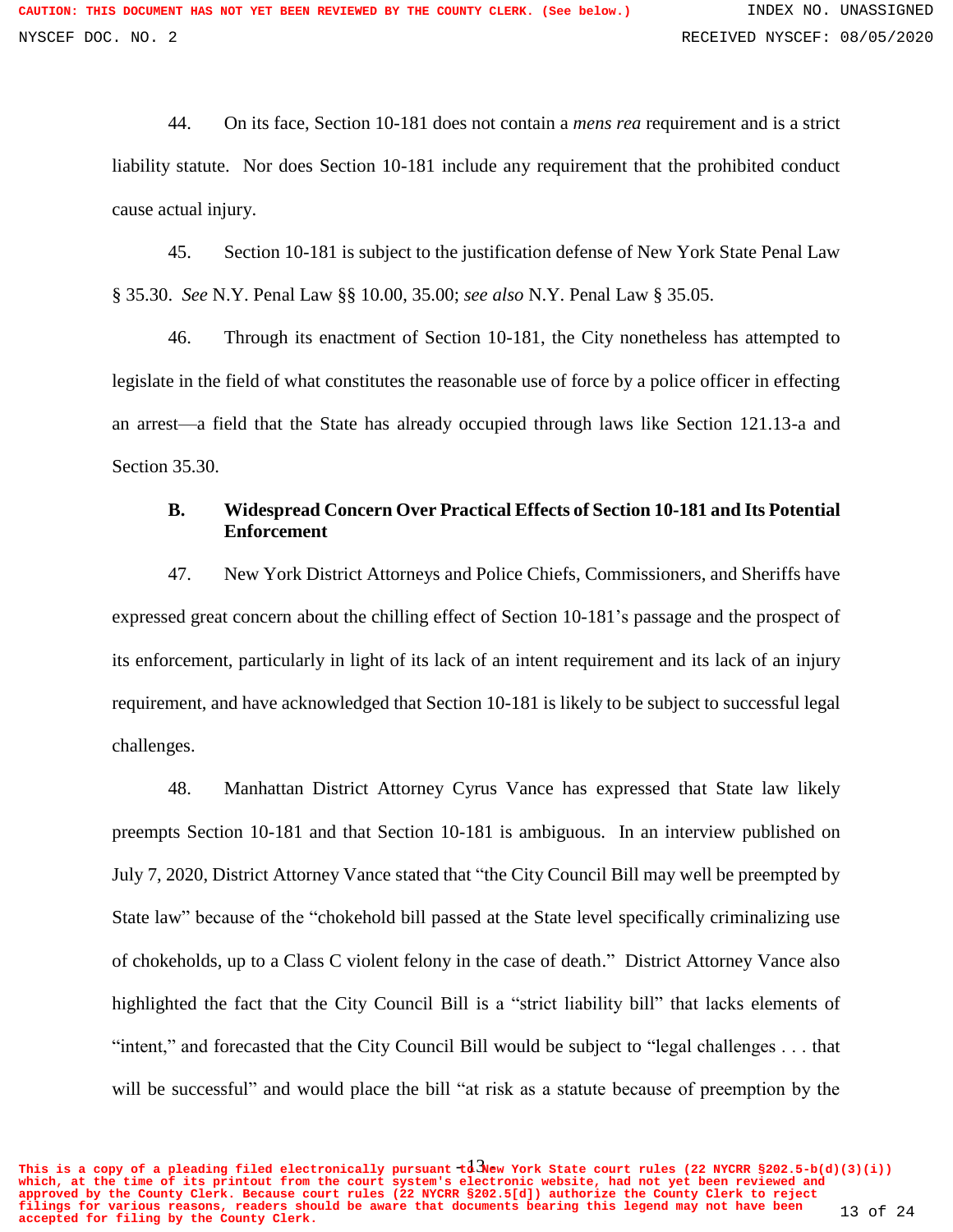44. On its face, Section 10-181 does not contain a *mens rea* requirement and is a strict liability statute. Nor does Section 10-181 include any requirement that the prohibited conduct cause actual injury.

45. Section 10-181 is subject to the justification defense of New York State Penal Law § 35.30. *See* N.Y. Penal Law §§ 10.00, 35.00; *see also* N.Y. Penal Law § 35.05.

46. Through its enactment of Section 10-181, the City nonetheless has attempted to legislate in the field of what constitutes the reasonable use of force by a police officer in effecting an arrest—a field that the State has already occupied through laws like Section 121.13-a and Section 35.30.

### B. Widespread Concern Over Practical Effects of Section 10-181 and Its Potential Enforcement

47. New York District Attorneys and Police Chiefs, Commissioners, and Sheriffs have expressed great concern about the chilling effect of Section 10-181's passage and the prospect of its enforcement, particularly in light of its lack of an intent requirement and its lack of an injury requirement, and have acknowledged that Section 10-181 is likely to be subject to successful legal challenges.

48. Manhattan District Attorney Cyrus Vance has expressed that State law likely preempts Section 10-181 and that Section 10-181 is ambiguous. In an interview published on July 7, 2020, District Attorney Vance stated that "the City Council Bill may well be preempted by State law" because of the "chokehold bill passed at the State level specifically criminalizing use of chokeholds, up to a Class C violent felony in the case of death." District Attorney Vance also highlighted the fact that the City Council Bill is a "strict liability bill" that lacks elements of "intent," and forecasted that the City Council Bill would be subject to "legal challenges . . . that will be successful" and would place the bill "at risk as a statute because of preemption by the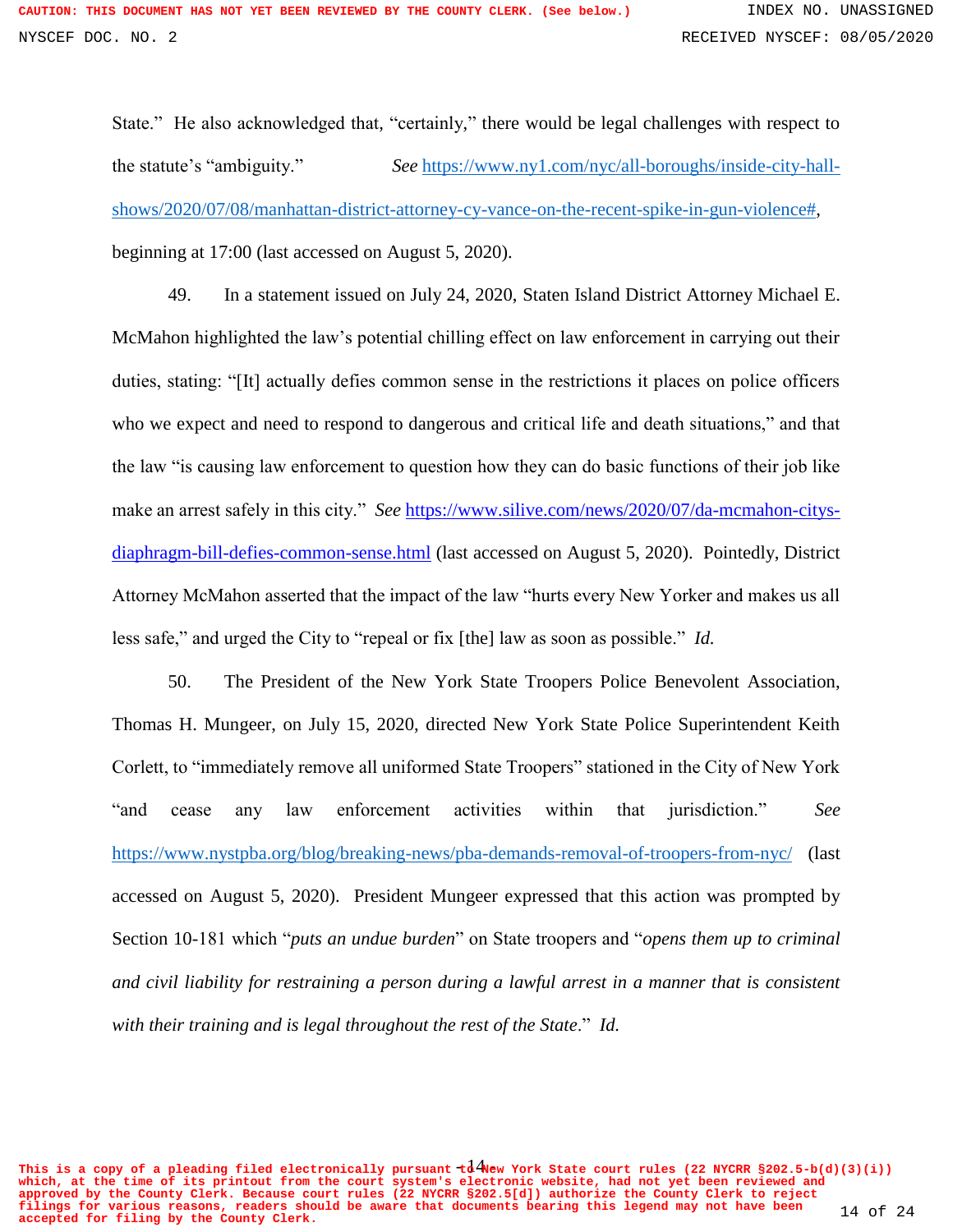State." He also acknowledged that, "certainly," there would be legal challenges with respect to the statute's "ambiguity." *See* https://www.ny1.com/nyc/all-boroughs/inside-city-hall-shows/2020/07/08/manhattan-district-attorney-cy-vance-on-the-recent-spike-in-gun-violence#, beginning at 17:00 (last accessed on August 5, 2020).

49. In a statement issued on July 24, 2020, Staten Island District Attorney Michael E. McMahon highlighted the law's potential chilling effect on law enforcement in carrying out their duties, stating: "[It] actually defies common sense in the restrictions it places on police officers who we expect and need to respond to dangerous and critical life and death situations," and that the law "is causing law enforcement to question how they can do basic functions of their job like make an arrest safely in this city." *See* https://www.silive.com/news/2020/07/da-mcmahon-citys-diaphragm-bill-defies-common-sense.html (last accessed on August 5, 2020). Pointedly, District Attorney McMahon asserted that the impact of the law "hurts every New Yorker and makes us all less safe," and urged the City to "repeal or fix [the] law as soon as possible." *Id.*

50. The President of the New York State Troopers Police Benevolent Association, Thomas H. Mungeer, on July 15, 2020, directed New York State Police Superintendent Keith Corlett, to "immediately remove all uniformed State Troopers" stationed in the City of New York "and cease any law enforcement activities within that jurisdiction." *See* https://www.nystpba.org/blog/breaking-news/pba-demands-removal-of-troopers-from-nyc/ (last accessed on August 5, 2020). President Mungeer expressed that this action was prompted by Section 10-181 which "*puts an undue burden*" on State troopers and "*opens them up to criminal and civil liability for restraining a person during a lawful arrest in a manner that is consistent with their training and is legal throughout the rest of the State*." *Id.*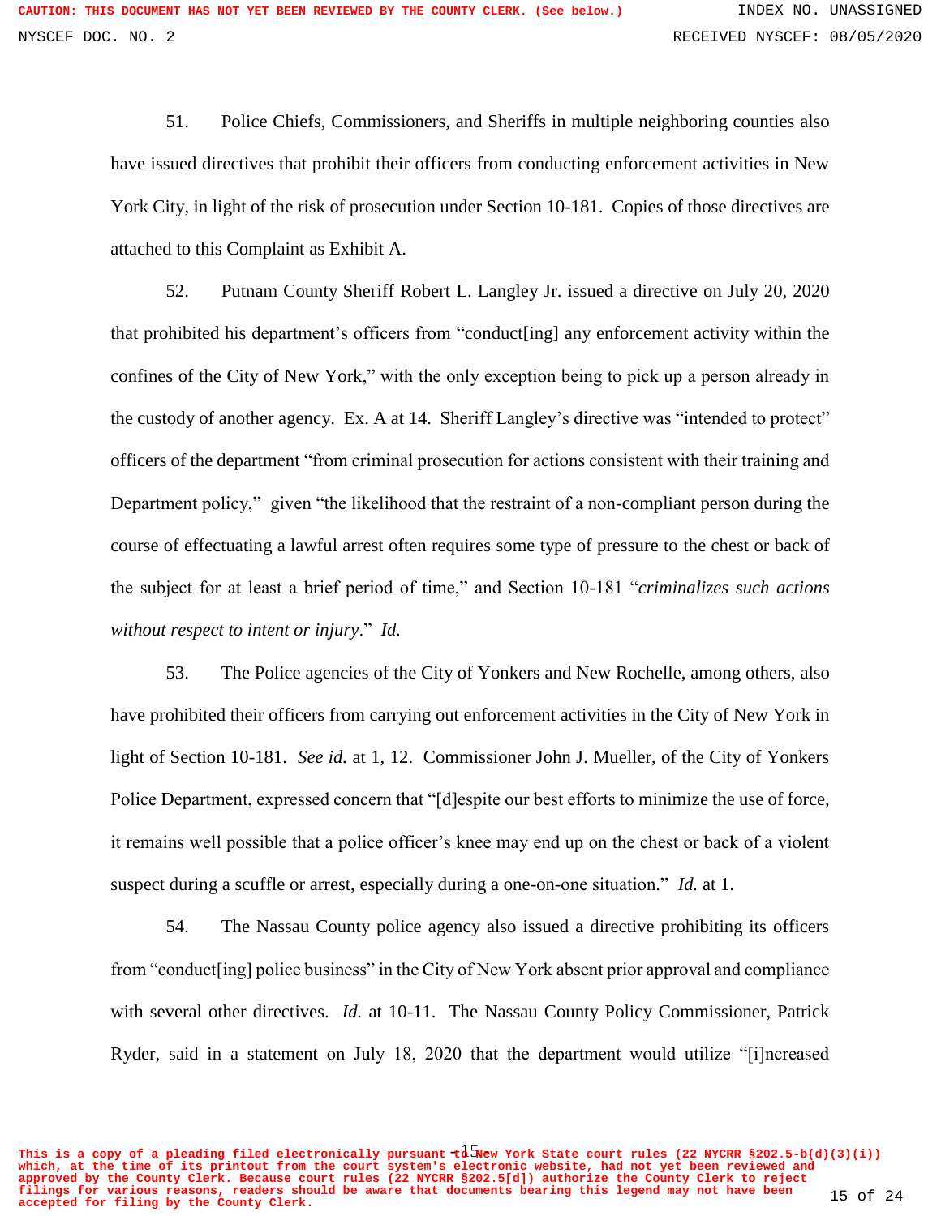51. Police Chiefs, Commissioners, and Sheriffs in multiple neighboring counties also have issued directives that prohibit their officers from conducting enforcement activities in New York City, in light of the risk of prosecution under Section 10-181. Copies of those directives are attached to this Complaint as Exhibit A.

52. Putnam County Sheriff Robert L. Langley Jr. issued a directive on July 20, 2020 that prohibited his department's officers from "conduct[ing] any enforcement activity within the confines of the City of New York," with the only exception being to pick up a person already in the custody of another agency. Ex. A at 14. Sheriff Langley's directive was "intended to protect" officers of the department "from criminal prosecution for actions consistent with their training and Department policy," given "the likelihood that the restraint of a non-compliant person during the course of effectuating a lawful arrest often requires some type of pressure to the chest or back of the subject for at least a brief period of time," and Section 10-181 "*criminalizes such actions without respect to intent or injury*." *Id.*

53. The Police agencies of the City of Yonkers and New Rochelle, among others, also have prohibited their officers from carrying out enforcement activities in the City of New York in light of Section 10-181. *See id.* at 1, 12. Commissioner John J. Mueller, of the City of Yonkers Police Department, expressed concern that "[d]espite our best efforts to minimize the use of force, it remains well possible that a police officer's knee may end up on the chest or back of a violent suspect during a scuffle or arrest, especially during a one-on-one situation." *Id.* at 1.

54. The Nassau County police agency also issued a directive prohibiting its officers from "conduct[ing] police business" in the City of New York absent prior approval and compliance with several other directives. *Id.* at 10-11. The Nassau County Policy Commissioner, Patrick Ryder, said in a statement on July 18, 2020 that the department would utilize "[i]ncreased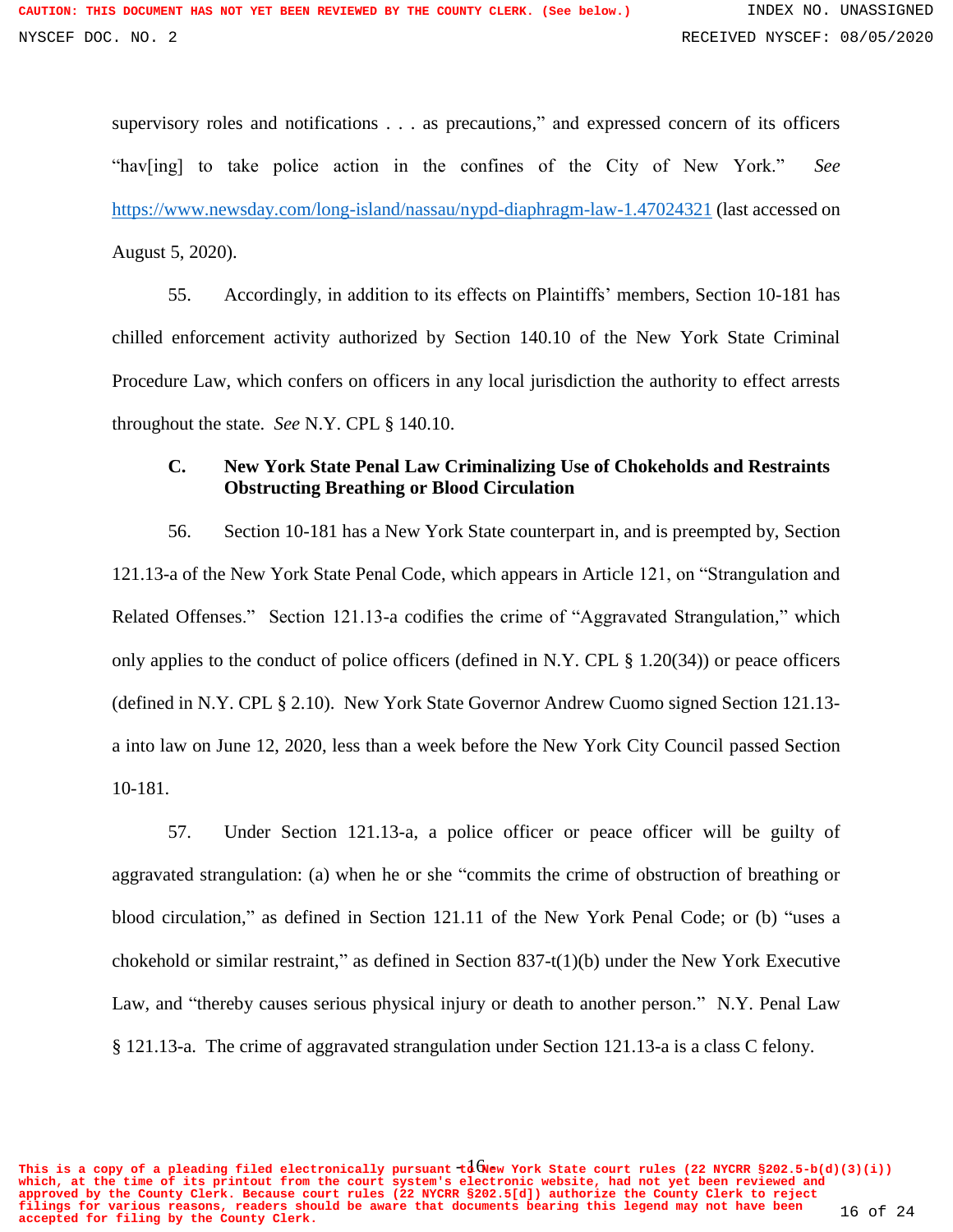supervisory roles and notifications . . . as precautions," and expressed concern of its officers "hav[ing] to take police action in the confines of the City of New York." *See* https://www.newsday.com/long-island/nassau/nypd-diaphragm-law-1.47024321 (last accessed on August 5, 2020).

55. Accordingly, in addition to its effects on Plaintiffs' members, Section 10-181 has chilled enforcement activity authorized by Section 140.10 of the New York State Criminal Procedure Law, which confers on officers in any local jurisdiction the authority to effect arrests throughout the state. *See* N.Y. CPL § 140.10.

### C. New York State Penal Law Criminalizing Use of Chokeholds and Restraints Obstructing Breathing or Blood Circulation

56. Section 10-181 has a New York State counterpart in, and is preempted by, Section 121.13-a of the New York State Penal Code, which appears in Article 121, on "Strangulation and Related Offenses." Section 121.13-a codifies the crime of "Aggravated Strangulation," which only applies to the conduct of police officers (defined in N.Y. CPL § 1.20(34)) or peace officers (defined in N.Y. CPL § 2.10). New York State Governor Andrew Cuomo signed Section 121.13-a into law on June 12, 2020, less than a week before the New York City Council passed Section 10-181.

57. Under Section 121.13-a, a police officer or peace officer will be guilty of aggravated strangulation: (a) when he or she "commits the crime of obstruction of breathing or blood circulation," as defined in Section 121.11 of the New York Penal Code; or (b) "uses a chokehold or similar restraint," as defined in Section 837-t(1)(b) under the New York Executive Law, and "thereby causes serious physical injury or death to another person." N.Y. Penal Law § 121.13-a. The crime of aggravated strangulation under Section 121.13-a is a class C felony.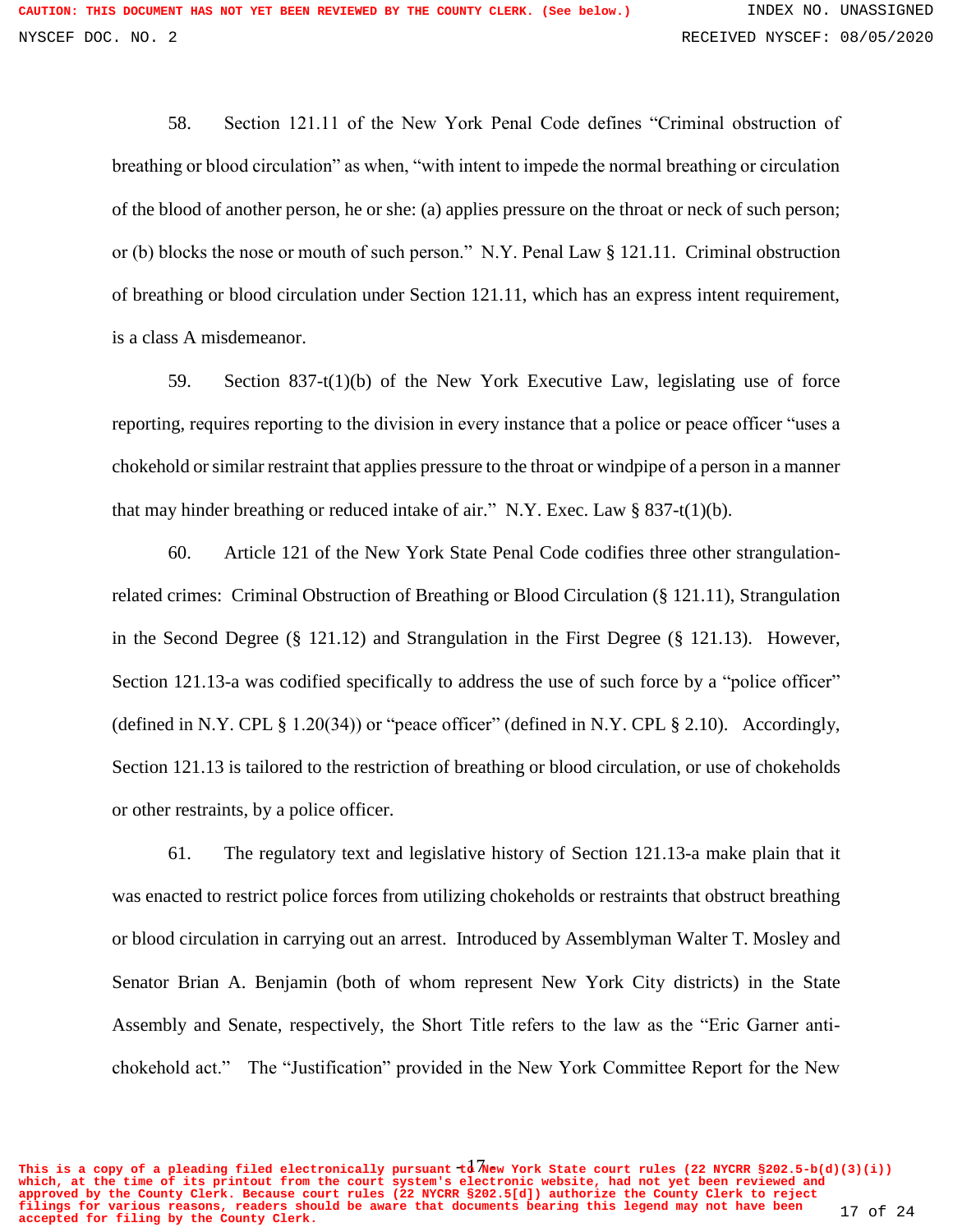58. Section 121.11 of the New York Penal Code defines "Criminal obstruction of breathing or blood circulation" as when, "with intent to impede the normal breathing or circulation of the blood of another person, he or she: (a) applies pressure on the throat or neck of such person; or (b) blocks the nose or mouth of such person." N.Y. Penal Law § 121.11. Criminal obstruction of breathing or blood circulation under Section 121.11, which has an express intent requirement, is a class A misdemeanor.

59. Section 837-t(1)(b) of the New York Executive Law, legislating use of force reporting, requires reporting to the division in every instance that a police or peace officer "uses a chokehold or similar restraint that applies pressure to the throat or windpipe of a person in a manner that may hinder breathing or reduced intake of air." N.Y. Exec. Law § 837-t(1)(b).

60. Article 121 of the New York State Penal Code codifies three other strangulation-related crimes: Criminal Obstruction of Breathing or Blood Circulation (§ 121.11), Strangulation in the Second Degree (§ 121.12) and Strangulation in the First Degree (§ 121.13). However, Section 121.13-a was codified specifically to address the use of such force by a "police officer" (defined in N.Y. CPL § 1.20(34)) or "peace officer" (defined in N.Y. CPL § 2.10). Accordingly, Section 121.13 is tailored to the restriction of breathing or blood circulation, or use of chokeholds or other restraints, by a police officer.

61. The regulatory text and legislative history of Section 121.13-a make plain that it was enacted to restrict police forces from utilizing chokeholds or restraints that obstruct breathing or blood circulation in carrying out an arrest. Introduced by Assemblyman Walter T. Mosley and Senator Brian A. Benjamin (both of whom represent New York City districts) in the State Assembly and Senate, respectively, the Short Title refers to the law as the "Eric Garner anti-chokehold act." The "Justification" provided in the New York Committee Report for the New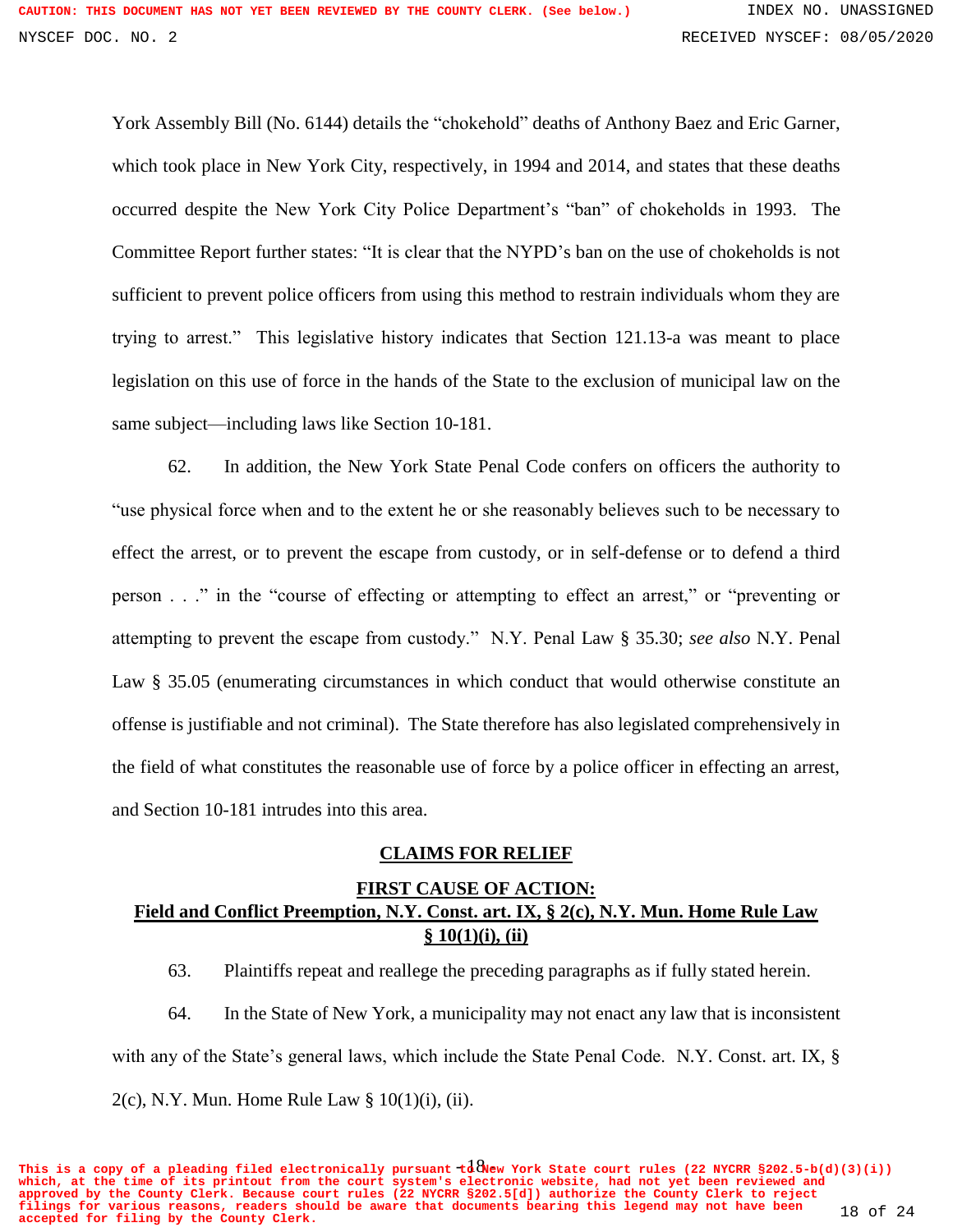York Assembly Bill (No. 6144) details the "chokehold" deaths of Anthony Baez and Eric Garner, which took place in New York City, respectively, in 1994 and 2014, and states that these deaths occurred despite the New York City Police Department's "ban" of chokeholds in 1993. The Committee Report further states: "It is clear that the NYPD's ban on the use of chokeholds is not sufficient to prevent police officers from using this method to restrain individuals whom they are trying to arrest." This legislative history indicates that Section 121.13-a was meant to place legislation on this use of force in the hands of the State to the exclusion of municipal law on the same subject—including laws like Section 10-181.

62. In addition, the New York State Penal Code confers on officers the authority to "use physical force when and to the extent he or she reasonably believes such to be necessary to effect the arrest, or to prevent the escape from custody, or in self-defense or to defend a third person . . ." in the "course of effecting or attempting to effect an arrest," or "preventing or attempting to prevent the escape from custody." N.Y. Penal Law § 35.30; *see also* N.Y. Penal Law § 35.05 (enumerating circumstances in which conduct that would otherwise constitute an offense is justifiable and not criminal). The State therefore has also legislated comprehensively in the field of what constitutes the reasonable use of force by a police officer in effecting an arrest, and Section 10-181 intrudes into this area.

## CLAIMS FOR RELIEF

### FIRST CAUSE OF ACTION: Field and Conflict Preemption, N.Y. Const. art. IX, § 2(c), N.Y. Mun. Home Rule Law § 10(1)(i), (ii)

63. Plaintiffs repeat and reallege the preceding paragraphs as if fully stated herein.

64. In the State of New York, a municipality may not enact any law that is inconsistent with any of the State's general laws, which include the State Penal Code. N.Y. Const. art. IX, § 2(c), N.Y. Mun. Home Rule Law § 10(1)(i), (ii).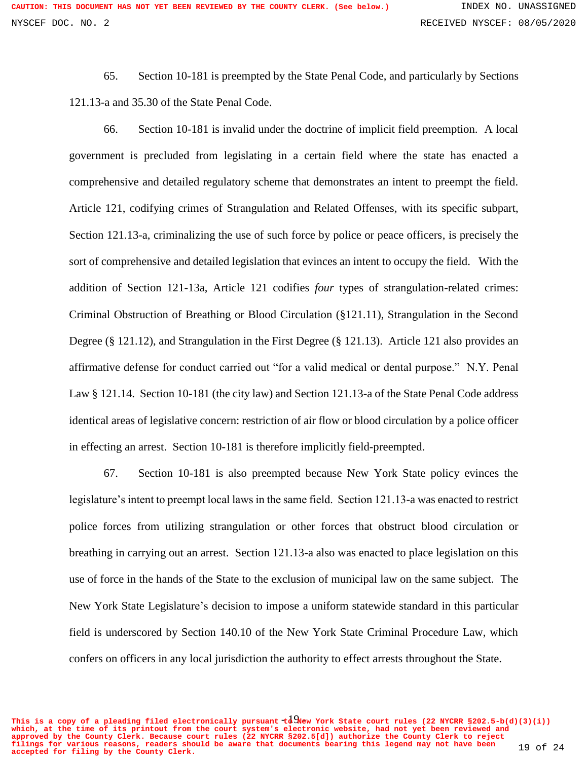65. Section 10-181 is preempted by the State Penal Code, and particularly by Sections 121.13-a and 35.30 of the State Penal Code.

66. Section 10-181 is invalid under the doctrine of implicit field preemption. A local government is precluded from legislating in a certain field where the state has enacted a comprehensive and detailed regulatory scheme that demonstrates an intent to preempt the field. Article 121, codifying crimes of Strangulation and Related Offenses, with its specific subpart, Section 121.13-a, criminalizing the use of such force by police or peace officers, is precisely the sort of comprehensive and detailed legislation that evinces an intent to occupy the field. With the addition of Section 121-13a, Article 121 codifies *four* types of strangulation-related crimes: Criminal Obstruction of Breathing or Blood Circulation (§121.11), Strangulation in the Second Degree (§ 121.12), and Strangulation in the First Degree (§ 121.13). Article 121 also provides an affirmative defense for conduct carried out "for a valid medical or dental purpose." N.Y. Penal Law § 121.14. Section 10-181 (the city law) and Section 121.13-a of the State Penal Code address identical areas of legislative concern: restriction of air flow or blood circulation by a police officer in effecting an arrest. Section 10-181 is therefore implicitly field-preempted.

67. Section 10-181 is also preempted because New York State policy evinces the legislature's intent to preempt local laws in the same field. Section 121.13-a was enacted to restrict police forces from utilizing strangulation or other forces that obstruct blood circulation or breathing in carrying out an arrest. Section 121.13-a also was enacted to place legislation on this use of force in the hands of the State to the exclusion of municipal law on the same subject. The New York State Legislature's decision to impose a uniform statewide standard in this particular field is underscored by Section 140.10 of the New York State Criminal Procedure Law, which confers on officers in any local jurisdiction the authority to effect arrests throughout the State.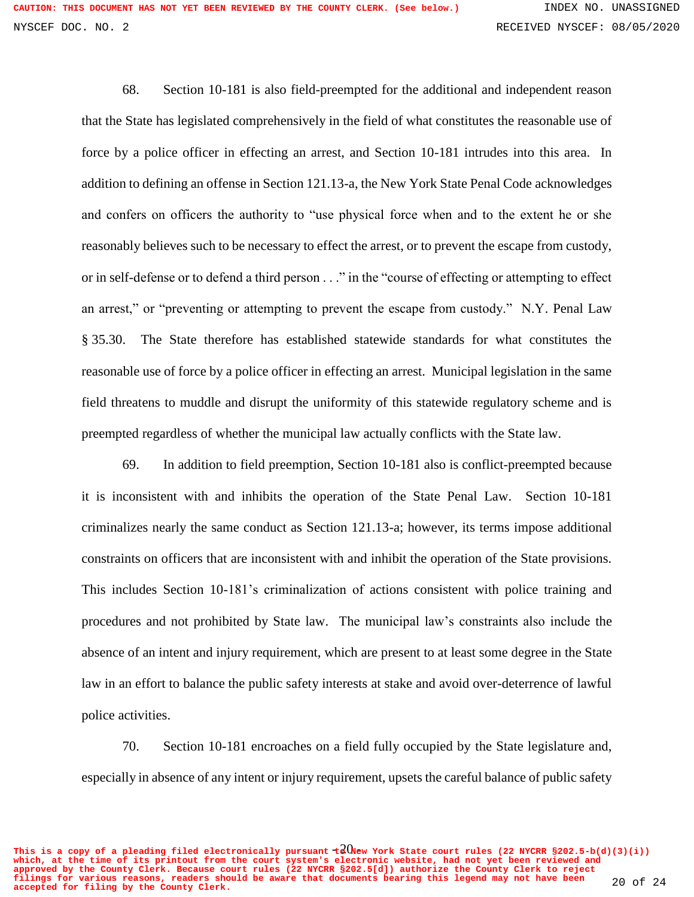68. Section 10-181 is also field-preempted for the additional and independent reason that the State has legislated comprehensively in the field of what constitutes the reasonable use of force by a police officer in effecting an arrest, and Section 10-181 intrudes into this area. In addition to defining an offense in Section 121.13-a, the New York State Penal Code acknowledges and confers on officers the authority to "use physical force when and to the extent he or she reasonably believes such to be necessary to effect the arrest, or to prevent the escape from custody, or in self-defense or to defend a third person . . ." in the "course of effecting or attempting to effect an arrest," or "preventing or attempting to prevent the escape from custody." N.Y. Penal Law § 35.30. The State therefore has established statewide standards for what constitutes the reasonable use of force by a police officer in effecting an arrest. Municipal legislation in the same field threatens to muddle and disrupt the uniformity of this statewide regulatory scheme and is preempted regardless of whether the municipal law actually conflicts with the State law.

69. In addition to field preemption, Section 10-181 also is conflict-preempted because it is inconsistent with and inhibits the operation of the State Penal Law. Section 10-181 criminalizes nearly the same conduct as Section 121.13-a; however, its terms impose additional constraints on officers that are inconsistent with and inhibit the operation of the State provisions. This includes Section 10-181's criminalization of actions consistent with police training and procedures and not prohibited by State law. The municipal law's constraints also include the absence of an intent and injury requirement, which are present to at least some degree in the State law in an effort to balance the public safety interests at stake and avoid over-deterrence of lawful police activities.

70. Section 10-181 encroaches on a field fully occupied by the State legislature and, especially in absence of any intent or injury requirement, upsets the careful balance of public safety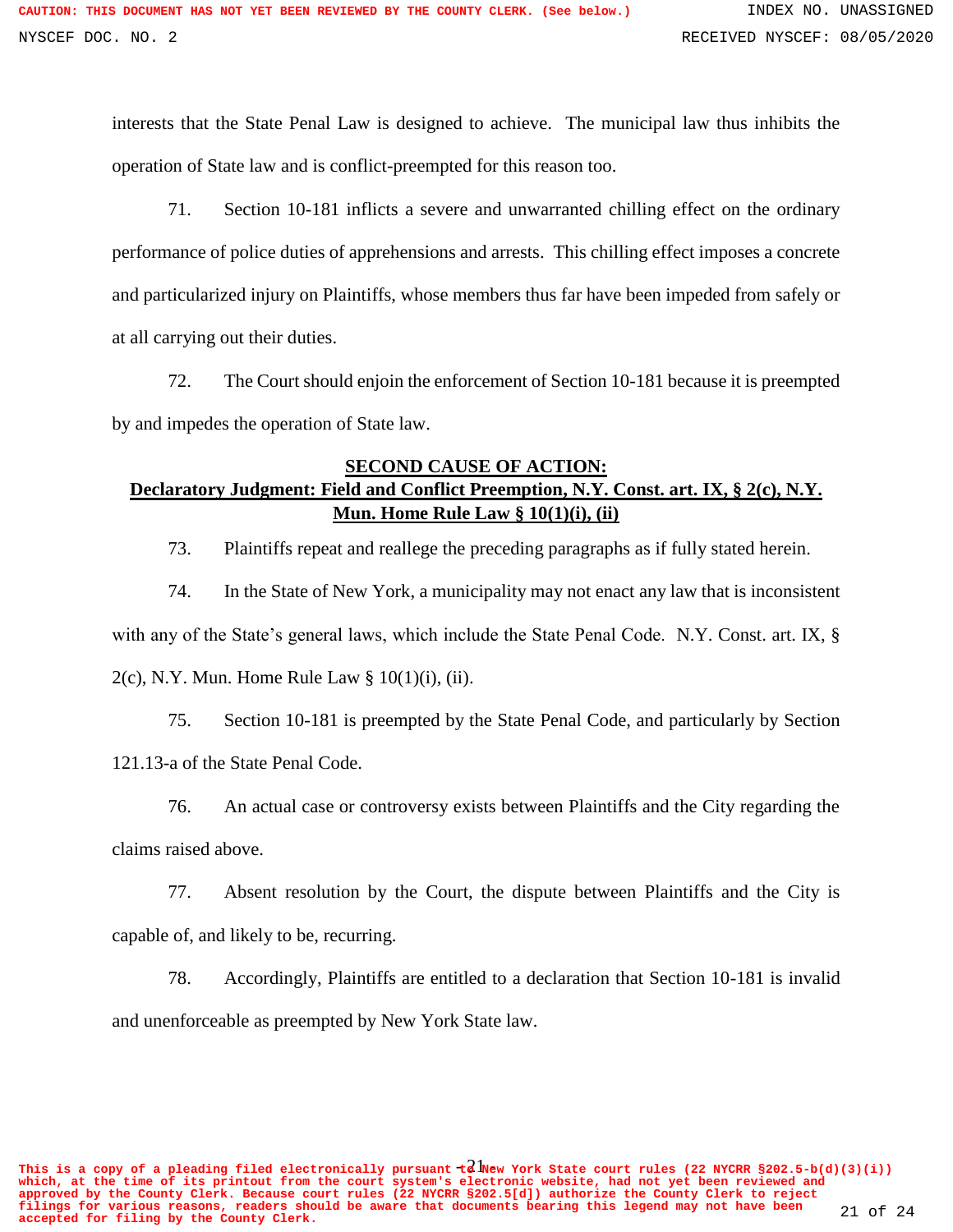interests that the State Penal Law is designed to achieve. The municipal law thus inhibits the operation of State law and is conflict-preempted for this reason too.

71. Section 10-181 inflicts a severe and unwarranted chilling effect on the ordinary performance of police duties of apprehensions and arrests. This chilling effect imposes a concrete and particularized injury on Plaintiffs, whose members thus far have been impeded from safely or at all carrying out their duties.

72. The Court should enjoin the enforcement of Section 10-181 because it is preempted by and impedes the operation of State law.

**SECOND CAUSE OF ACTION:**
**Declaratory Judgment: Field and Conflict Preemption, N.Y. Const. art. IX, § 2(c), N.Y. Mun. Home Rule Law § 10(1)(i), (ii)**

73. Plaintiffs repeat and reallege the preceding paragraphs as if fully stated herein.

74. In the State of New York, a municipality may not enact any law that is inconsistent with any of the State's general laws, which include the State Penal Code. N.Y. Const. art. IX, § 2(c), N.Y. Mun. Home Rule Law § 10(1)(i), (ii).

75. Section 10-181 is preempted by the State Penal Code, and particularly by Section 121.13-a of the State Penal Code.

76. An actual case or controversy exists between Plaintiffs and the City regarding the claims raised above.

77. Absent resolution by the Court, the dispute between Plaintiffs and the City is capable of, and likely to be, recurring.

78. Accordingly, Plaintiffs are entitled to a declaration that Section 10-181 is invalid and unenforceable as preempted by New York State law.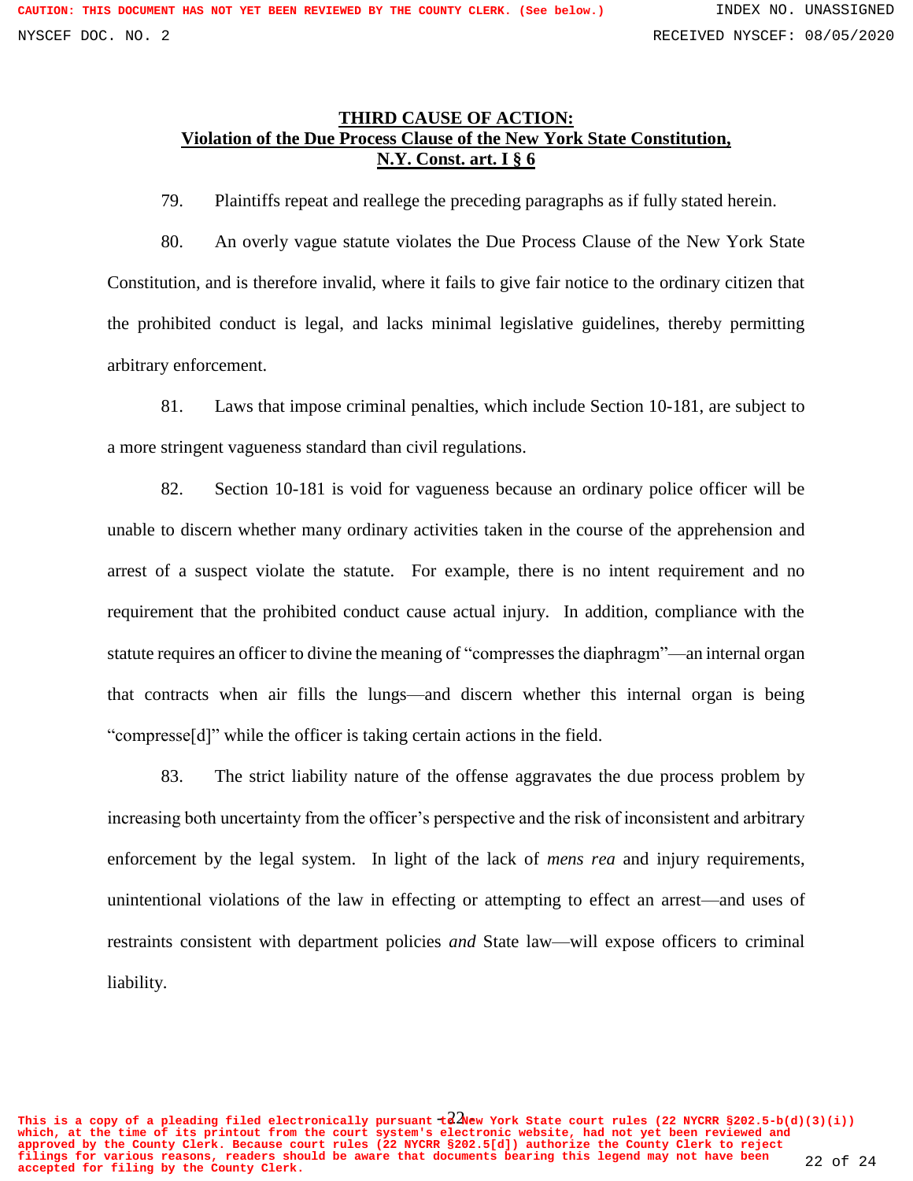**THIRD CAUSE OF ACTION:**
**Violation of the Due Process Clause of the New York State Constitution,**
**N.Y. Const. art. I § 6**

79. Plaintiffs repeat and reallege the preceding paragraphs as if fully stated herein.

80. An overly vague statute violates the Due Process Clause of the New York State Constitution, and is therefore invalid, where it fails to give fair notice to the ordinary citizen that the prohibited conduct is legal, and lacks minimal legislative guidelines, thereby permitting arbitrary enforcement.

81. Laws that impose criminal penalties, which include Section 10-181, are subject to a more stringent vagueness standard than civil regulations.

82. Section 10-181 is void for vagueness because an ordinary police officer will be unable to discern whether many ordinary activities taken in the course of the apprehension and arrest of a suspect violate the statute. For example, there is no intent requirement and no requirement that the prohibited conduct cause actual injury. In addition, compliance with the statute requires an officer to divine the meaning of "compresses the diaphragm"—an internal organ that contracts when air fills the lungs—and discern whether this internal organ is being "compresse[d]" while the officer is taking certain actions in the field.

83. The strict liability nature of the offense aggravates the due process problem by increasing both uncertainty from the officer's perspective and the risk of inconsistent and arbitrary enforcement by the legal system. In light of the lack of *mens rea* and injury requirements, unintentional violations of the law in effecting or attempting to effect an arrest—and uses of restraints consistent with department policies *and* State law—will expose officers to criminal liability.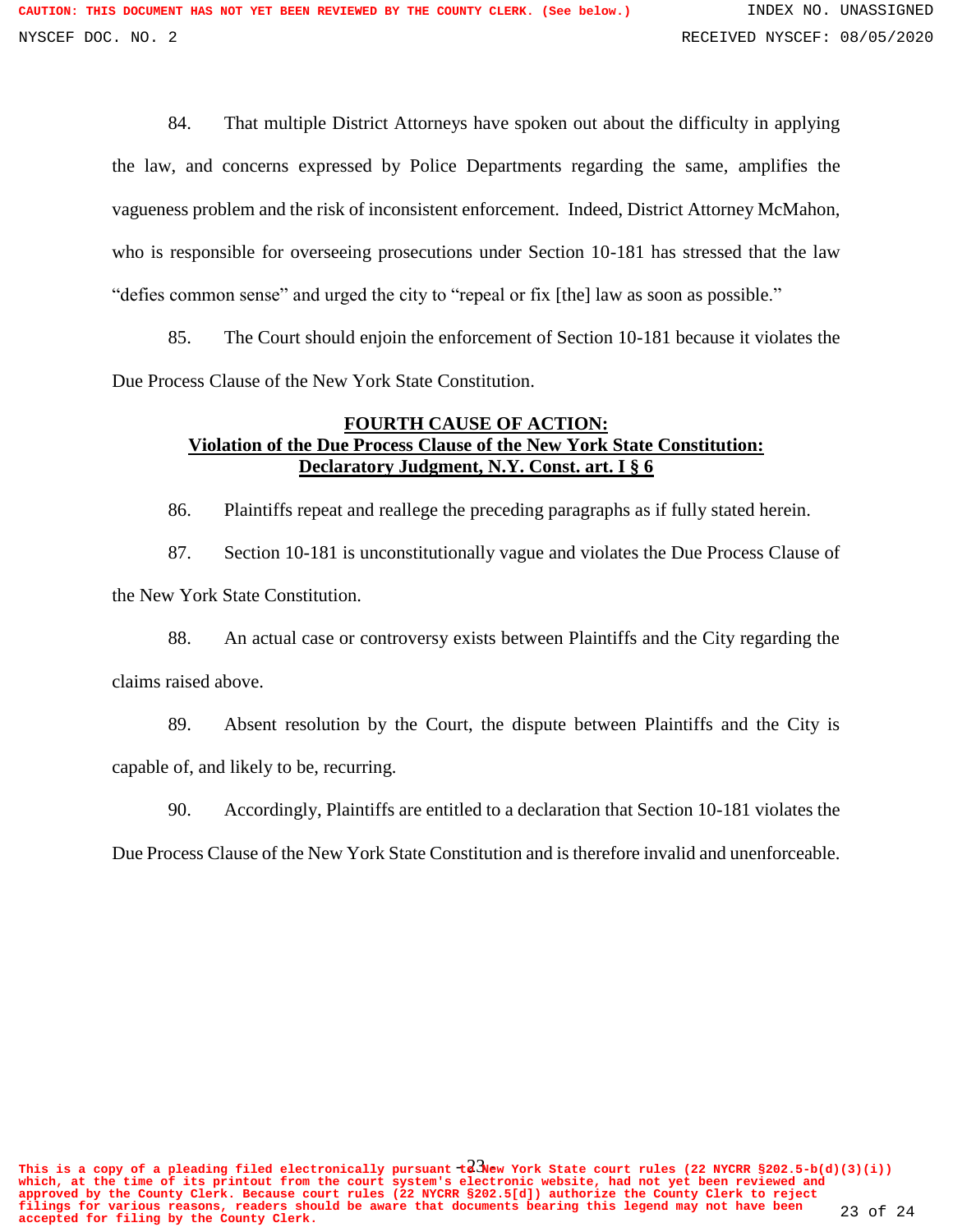84. That multiple District Attorneys have spoken out about the difficulty in applying the law, and concerns expressed by Police Departments regarding the same, amplifies the vagueness problem and the risk of inconsistent enforcement. Indeed, District Attorney McMahon, who is responsible for overseeing prosecutions under Section 10-181 has stressed that the law "defies common sense" and urged the city to "repeal or fix [the] law as soon as possible."

85. The Court should enjoin the enforcement of Section 10-181 because it violates the Due Process Clause of the New York State Constitution.

## FOURTH CAUSE OF ACTION: Violation of the Due Process Clause of the New York State Constitution: Declaratory Judgment, N.Y. Const. art. I § 6

86. Plaintiffs repeat and reallege the preceding paragraphs as if fully stated herein.

87. Section 10-181 is unconstitutionally vague and violates the Due Process Clause of the New York State Constitution.

88. An actual case or controversy exists between Plaintiffs and the City regarding the claims raised above.

89. Absent resolution by the Court, the dispute between Plaintiffs and the City is capable of, and likely to be, recurring.

90. Accordingly, Plaintiffs are entitled to a declaration that Section 10-181 violates the Due Process Clause of the New York State Constitution and is therefore invalid and unenforceable.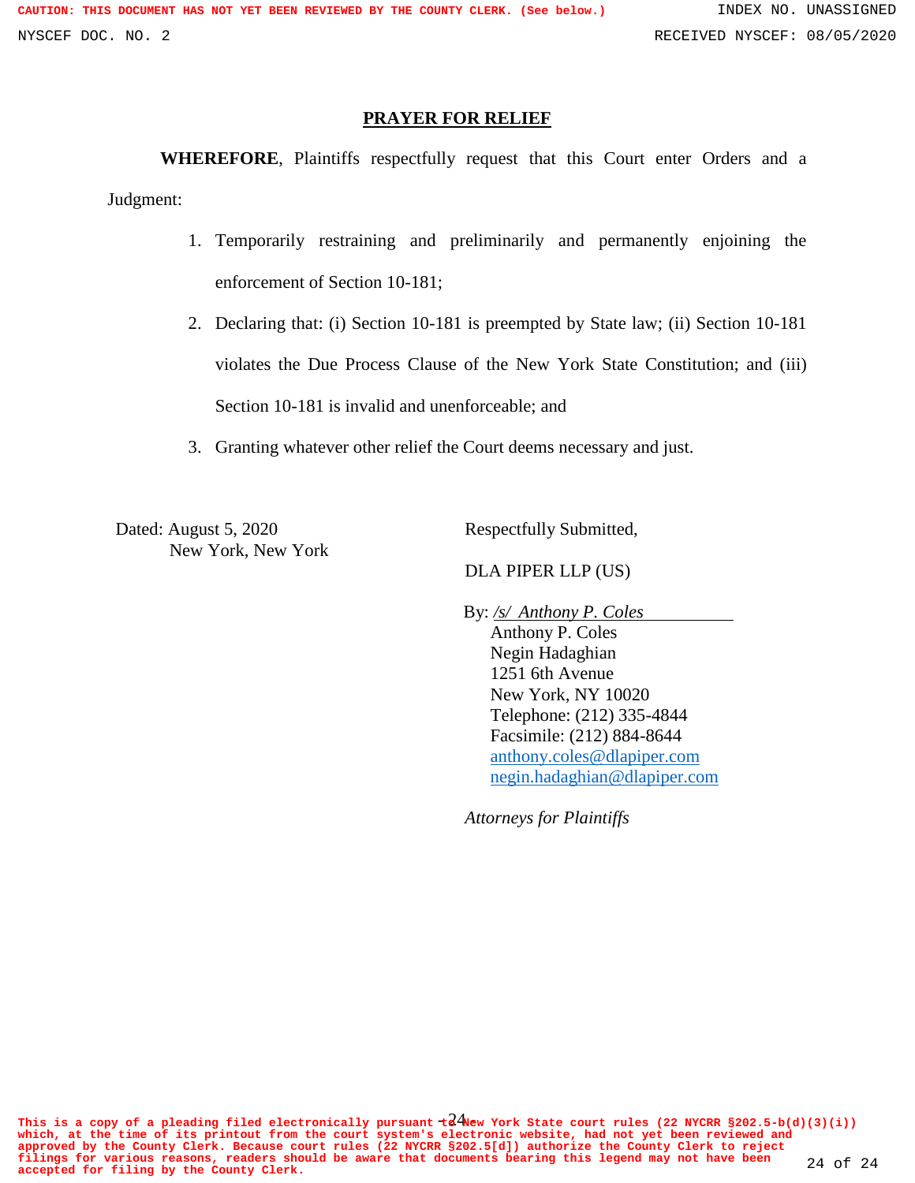## PRAYER FOR RELIEF

**WHEREFORE**, Plaintiffs respectfully request that this Court enter Orders and a Judgment:

1. Temporarily restraining and preliminarily and permanently enjoining the enforcement of Section 10-181;
2. Declaring that: (i) Section 10-181 is preempted by State law; (ii) Section 10-181 violates the Due Process Clause of the New York State Constitution; and (iii) Section 10-181 is invalid and unenforceable; and
3. Granting whatever other relief the Court deems necessary and just.

Dated: August 5, 2020
New York, New York

Respectfully Submitted,

DLA PIPER LLP (US)

By: */s/ Anthony P. Coles*
Anthony P. Coles
Negin Hadaghian
1251 6th Avenue
New York, NY 10020
Telephone: (212) 335-4844
Facsimile: (212) 884-8644
anthony.coles@dlapiper.com
negin.hadaghian@dlapiper.com

*Attorneys for Plaintiffs*